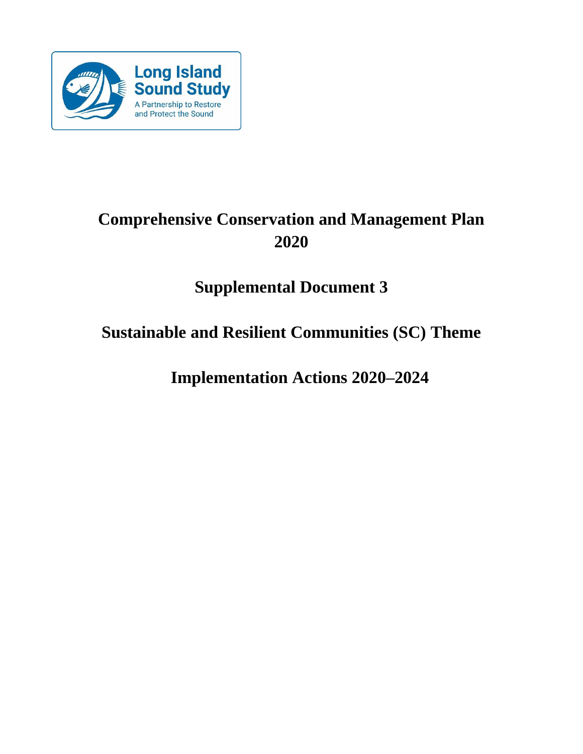Long Island Sound Study

A Partnership to Restore and Protect the Sound

# Comprehensive Conservation and Management Plan 2020

## Supplemental Document 3

## Sustainable and Resilient Communities (SC) Theme

## Implementation Actions 2020–2024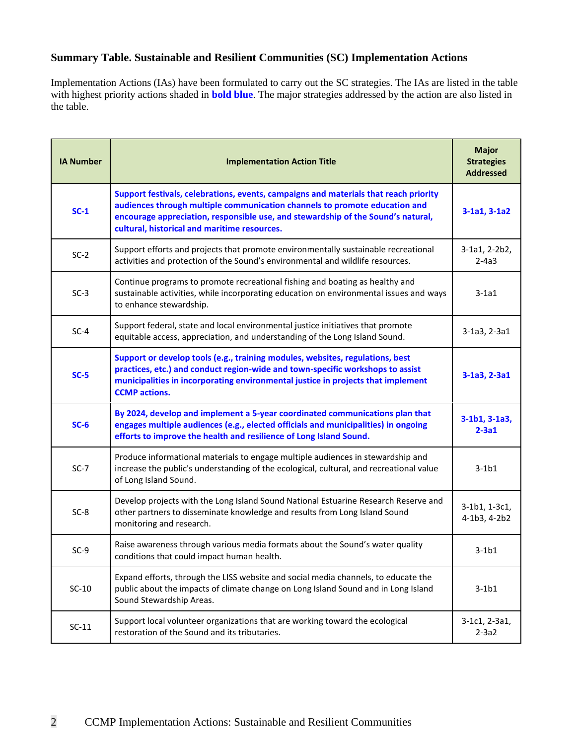### Summary Table. Sustainable and Resilient Communities (SC) Implementation Actions

Implementation Actions (IAs) have been formulated to carry out the SC strategies. The IAs are listed in the table with highest priority actions shaded in **bold blue**. The major strategies addressed by the action are also listed in the table.

| IA Number | Implementation Action Title | Major Strategies Addressed |
|---|---|---|
| **SC-1** | **Support festivals, celebrations, events, campaigns and materials that reach priority audiences through multiple communication channels to promote education and encourage appreciation, responsible use, and stewardship of the Sound's natural, cultural, historical and maritime resources.** | **3-1a1, 3-1a2** |
| SC-2 | Support efforts and projects that promote environmentally sustainable recreational activities and protection of the Sound's environmental and wildlife resources. | 3-1a1, 2-2b2, 2-4a3 |
| SC-3 | Continue programs to promote recreational fishing and boating as healthy and sustainable activities, while incorporating education on environmental issues and ways to enhance stewardship. | 3-1a1 |
| SC-4 | Support federal, state and local environmental justice initiatives that promote equitable access, appreciation, and understanding of the Long Island Sound. | 3-1a3, 2-3a1 |
| **SC-5** | **Support or develop tools (e.g., training modules, websites, regulations, best practices, etc.) and conduct region-wide and town-specific workshops to assist municipalities in incorporating environmental justice in projects that implement CCMP actions.** | **3-1a3, 2-3a1** |
| **SC-6** | **By 2024, develop and implement a 5-year coordinated communications plan that engages multiple audiences (e.g., elected officials and municipalities) in ongoing efforts to improve the health and resilience of Long Island Sound.** | **3-1b1, 3-1a3, 2-3a1** |
| SC-7 | Produce informational materials to engage multiple audiences in stewardship and increase the public's understanding of the ecological, cultural, and recreational value of Long Island Sound. | 3-1b1 |
| SC-8 | Develop projects with the Long Island Sound National Estuarine Research Reserve and other partners to disseminate knowledge and results from Long Island Sound monitoring and research. | 3-1b1, 1-3c1, 4-1b3, 4-2b2 |
| SC-9 | Raise awareness through various media formats about the Sound's water quality conditions that could impact human health. | 3-1b1 |
| SC-10 | Expand efforts, through the LISS website and social media channels, to educate the public about the impacts of climate change on Long Island Sound and in Long Island Sound Stewardship Areas. | 3-1b1 |
| SC-11 | Support local volunteer organizations that are working toward the ecological restoration of the Sound and its tributaries. | 3-1c1, 2-3a1, 2-3a2 |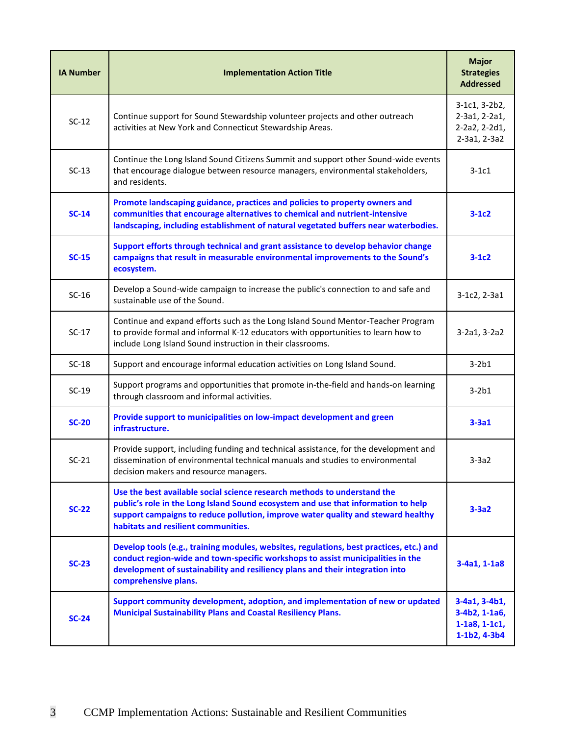| IA Number | Implementation Action Title | Major Strategies Addressed |
| --- | --- | --- |
| SC-12 | Continue support for Sound Stewardship volunteer projects and other outreach activities at New York and Connecticut Stewardship Areas. | 3-1c1, 3-2b2, 2-3a1, 2-2a1, 2-2a2, 2-2d1, 2-3a1, 2-3a2 |
| SC-13 | Continue the Long Island Sound Citizens Summit and support other Sound-wide events that encourage dialogue between resource managers, environmental stakeholders, and residents. | 3-1c1 |
| **SC-14** | **Promote landscaping guidance, practices and policies to property owners and communities that encourage alternatives to chemical and nutrient-intensive landscaping, including establishment of natural vegetated buffers near waterbodies.** | **3-1c2** |
| **SC-15** | **Support efforts through technical and grant assistance to develop behavior change campaigns that result in measurable environmental improvements to the Sound's ecosystem.** | **3-1c2** |
| SC-16 | Develop a Sound-wide campaign to increase the public's connection to and safe and sustainable use of the Sound. | 3-1c2, 2-3a1 |
| SC-17 | Continue and expand efforts such as the Long Island Sound Mentor-Teacher Program to provide formal and informal K-12 educators with opportunities to learn how to include Long Island Sound instruction in their classrooms. | 3-2a1, 3-2a2 |
| SC-18 | Support and encourage informal education activities on Long Island Sound. | 3-2b1 |
| SC-19 | Support programs and opportunities that promote in-the-field and hands-on learning through classroom and informal activities. | 3-2b1 |
| **SC-20** | **Provide support to municipalities on low-impact development and green infrastructure.** | **3-3a1** |
| SC-21 | Provide support, including funding and technical assistance, for the development and dissemination of environmental technical manuals and studies to environmental decision makers and resource managers. | 3-3a2 |
| **SC-22** | **Use the best available social science research methods to understand the public's role in the Long Island Sound ecosystem and use that information to help support campaigns to reduce pollution, improve water quality and steward healthy habitats and resilient communities.** | **3-3a2** |
| **SC-23** | **Develop tools (e.g., training modules, websites, regulations, best practices, etc.) and conduct region-wide and town-specific workshops to assist municipalities in the development of sustainability and resiliency plans and their integration into comprehensive plans.** | **3-4a1, 1-1a8** |
| **SC-24** | **Support community development, adoption, and implementation of new or updated Municipal Sustainability Plans and Coastal Resiliency Plans.** | **3-4a1, 3-4b1, 3-4b2, 1-1a6, 1-1a8, 1-1c1, 1-1b2, 4-3b4** |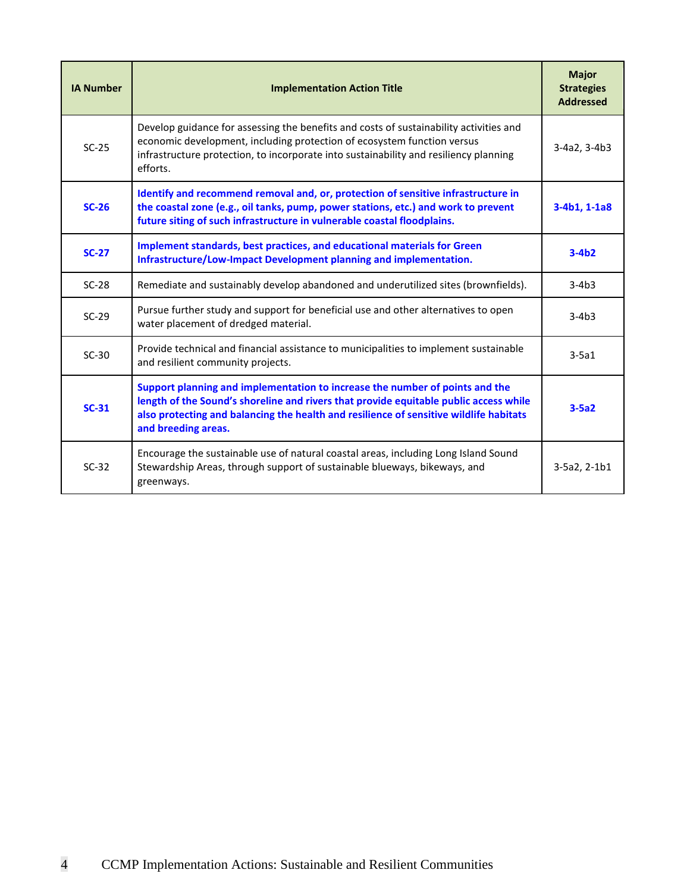| IA Number | Implementation Action Title | Major Strategies Addressed |
|---|---|---|
| SC-25 | Develop guidance for assessing the benefits and costs of sustainability activities and economic development, including protection of ecosystem function versus infrastructure protection, to incorporate into sustainability and resiliency planning efforts. | 3-4a2, 3-4b3 |
| **SC-26** | **Identify and recommend removal and, or, protection of sensitive infrastructure in the coastal zone (e.g., oil tanks, pump, power stations, etc.) and work to prevent future siting of such infrastructure in vulnerable coastal floodplains.** | **3-4b1, 1-1a8** |
| **SC-27** | **Implement standards, best practices, and educational materials for Green Infrastructure/Low-Impact Development planning and implementation.** | **3-4b2** |
| SC-28 | Remediate and sustainably develop abandoned and underutilized sites (brownfields). | 3-4b3 |
| SC-29 | Pursue further study and support for beneficial use and other alternatives to open water placement of dredged material. | 3-4b3 |
| SC-30 | Provide technical and financial assistance to municipalities to implement sustainable and resilient community projects. | 3-5a1 |
| **SC-31** | **Support planning and implementation to increase the number of points and the length of the Sound's shoreline and rivers that provide equitable public access while also protecting and balancing the health and resilience of sensitive wildlife habitats and breeding areas.** | **3-5a2** |
| SC-32 | Encourage the sustainable use of natural coastal areas, including Long Island Sound Stewardship Areas, through support of sustainable blueways, bikeways, and greenways. | 3-5a2, 2-1b1 |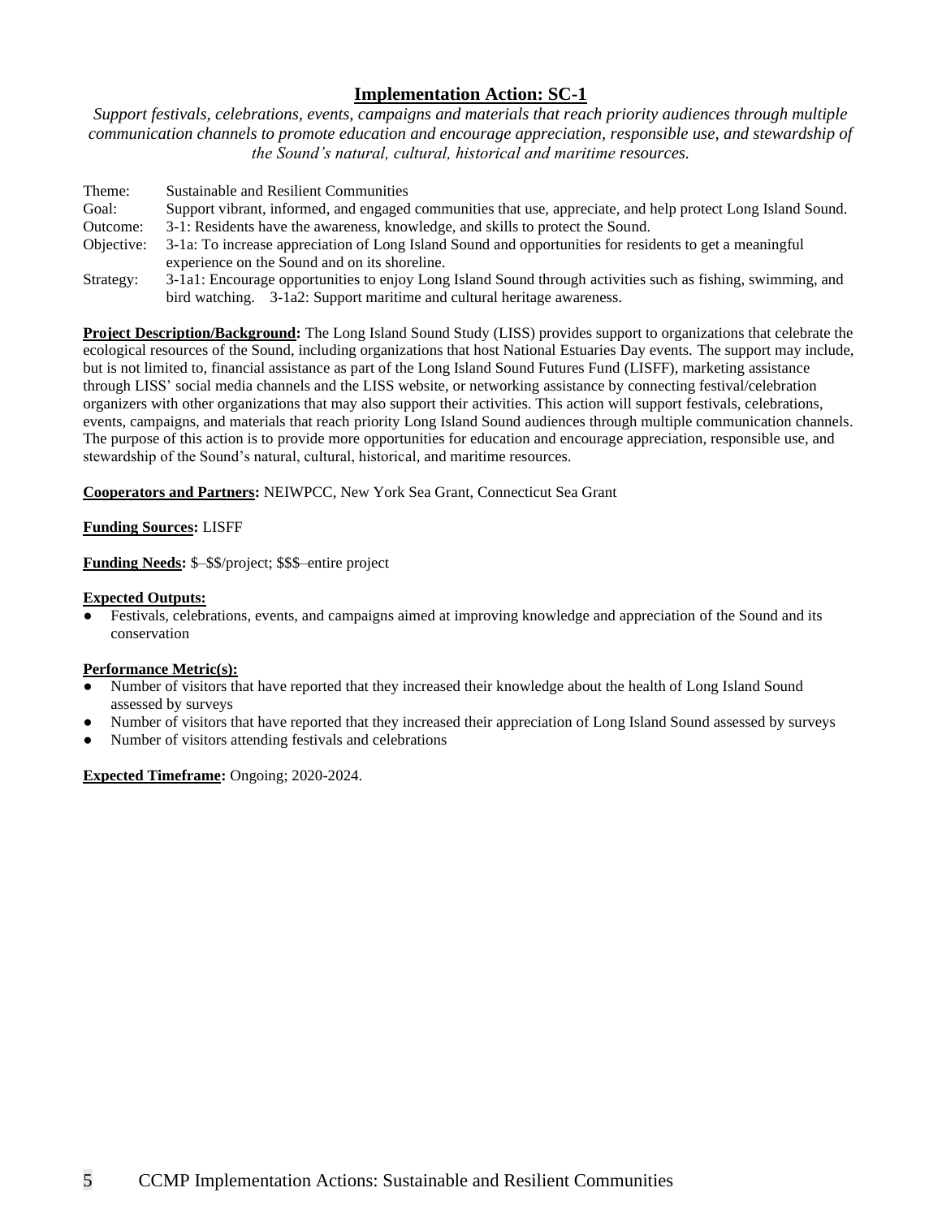## Implementation Action: SC-1

*Support festivals, celebrations, events, campaigns and materials that reach priority audiences through multiple communication channels to promote education and encourage appreciation, responsible use, and stewardship of the Sound's natural, cultural, historical and maritime resources.*

| | |
|---|---|
| Theme: | Sustainable and Resilient Communities |
| Goal: | Support vibrant, informed, and engaged communities that use, appreciate, and help protect Long Island Sound. |
| Outcome: | 3-1: Residents have the awareness, knowledge, and skills to protect the Sound. |
| Objective: | 3-1a: To increase appreciation of Long Island Sound and opportunities for residents to get a meaningful experience on the Sound and on its shoreline. |
| Strategy: | 3-1a1: Encourage opportunities to enjoy Long Island Sound through activities such as fishing, swimming, and bird watching. 3-1a2: Support maritime and cultural heritage awareness. |

**Project Description/Background:** The Long Island Sound Study (LISS) provides support to organizations that celebrate the ecological resources of the Sound, including organizations that host National Estuaries Day events. The support may include, but is not limited to, financial assistance as part of the Long Island Sound Futures Fund (LISFF), marketing assistance through LISS' social media channels and the LISS website, or networking assistance by connecting festival/celebration organizers with other organizations that may also support their activities. This action will support festivals, celebrations, events, campaigns, and materials that reach priority Long Island Sound audiences through multiple communication channels. The purpose of this action is to provide more opportunities for education and encourage appreciation, responsible use, and stewardship of the Sound's natural, cultural, historical, and maritime resources.

**Cooperators and Partners:** NEIWPCC, New York Sea Grant, Connecticut Sea Grant

**Funding Sources:** LISFF

**Funding Needs:** $–$$/project; $$$–entire project

**Expected Outputs:**

- Festivals, celebrations, events, and campaigns aimed at improving knowledge and appreciation of the Sound and its conservation

**Performance Metric(s):**

- Number of visitors that have reported that they increased their knowledge about the health of Long Island Sound assessed by surveys
- Number of visitors that have reported that they increased their appreciation of Long Island Sound assessed by surveys
- Number of visitors attending festivals and celebrations

**Expected Timeframe:** Ongoing; 2020-2024.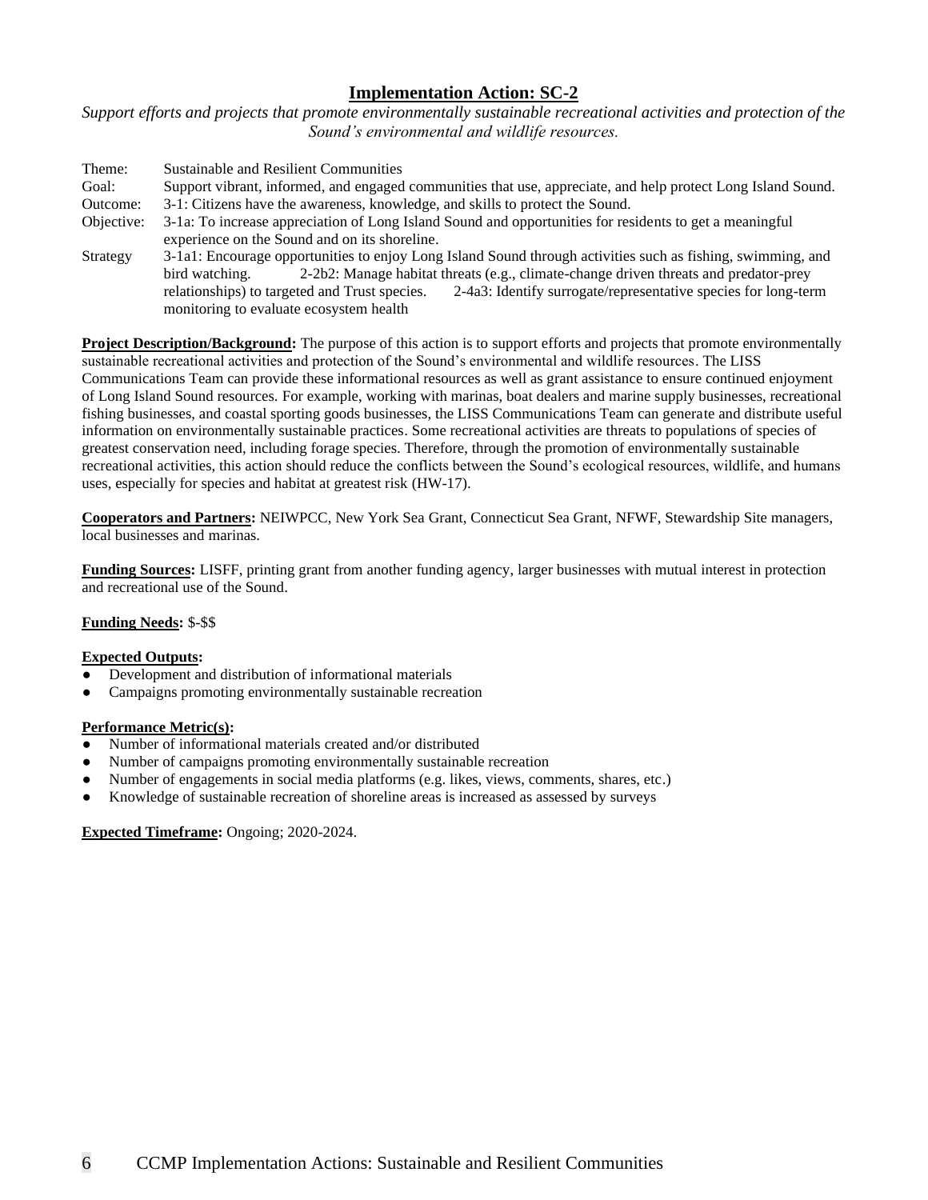## Implementation Action: SC-2

*Support efforts and projects that promote environmentally sustainable recreational activities and protection of the Sound's environmental and wildlife resources.*

| | |
|---|---|
| Theme: | Sustainable and Resilient Communities |
| Goal: | Support vibrant, informed, and engaged communities that use, appreciate, and help protect Long Island Sound. |
| Outcome: | 3-1: Citizens have the awareness, knowledge, and skills to protect the Sound. |
| Objective: | 3-1a: To increase appreciation of Long Island Sound and opportunities for residents to get a meaningful experience on the Sound and on its shoreline. |
| Strategy | 3-1a1: Encourage opportunities to enjoy Long Island Sound through activities such as fishing, swimming, and bird watching. 2-2b2: Manage habitat threats (e.g., climate-change driven threats and predator-prey relationships) to targeted and Trust species. 2-4a3: Identify surrogate/representative species for long-term monitoring to evaluate ecosystem health |

**Project Description/Background:** The purpose of this action is to support efforts and projects that promote environmentally sustainable recreational activities and protection of the Sound's environmental and wildlife resources. The LISS Communications Team can provide these informational resources as well as grant assistance to ensure continued enjoyment of Long Island Sound resources. For example, working with marinas, boat dealers and marine supply businesses, recreational fishing businesses, and coastal sporting goods businesses, the LISS Communications Team can generate and distribute useful information on environmentally sustainable practices. Some recreational activities are threats to populations of species of greatest conservation need, including forage species. Therefore, through the promotion of environmentally sustainable recreational activities, this action should reduce the conflicts between the Sound's ecological resources, wildlife, and humans uses, especially for species and habitat at greatest risk (HW-17).

**Cooperators and Partners:** NEIWPCC, New York Sea Grant, Connecticut Sea Grant, NFWF, Stewardship Site managers, local businesses and marinas.

**Funding Sources:** LISFF, printing grant from another funding agency, larger businesses with mutual interest in protection and recreational use of the Sound.

**Funding Needs:** $-$$

**Expected Outputs:**

- Development and distribution of informational materials
- Campaigns promoting environmentally sustainable recreation

**Performance Metric(s):**

- Number of informational materials created and/or distributed
- Number of campaigns promoting environmentally sustainable recreation
- Number of engagements in social media platforms (e.g. likes, views, comments, shares, etc.)
- Knowledge of sustainable recreation of shoreline areas is increased as assessed by surveys

**Expected Timeframe:** Ongoing; 2020-2024.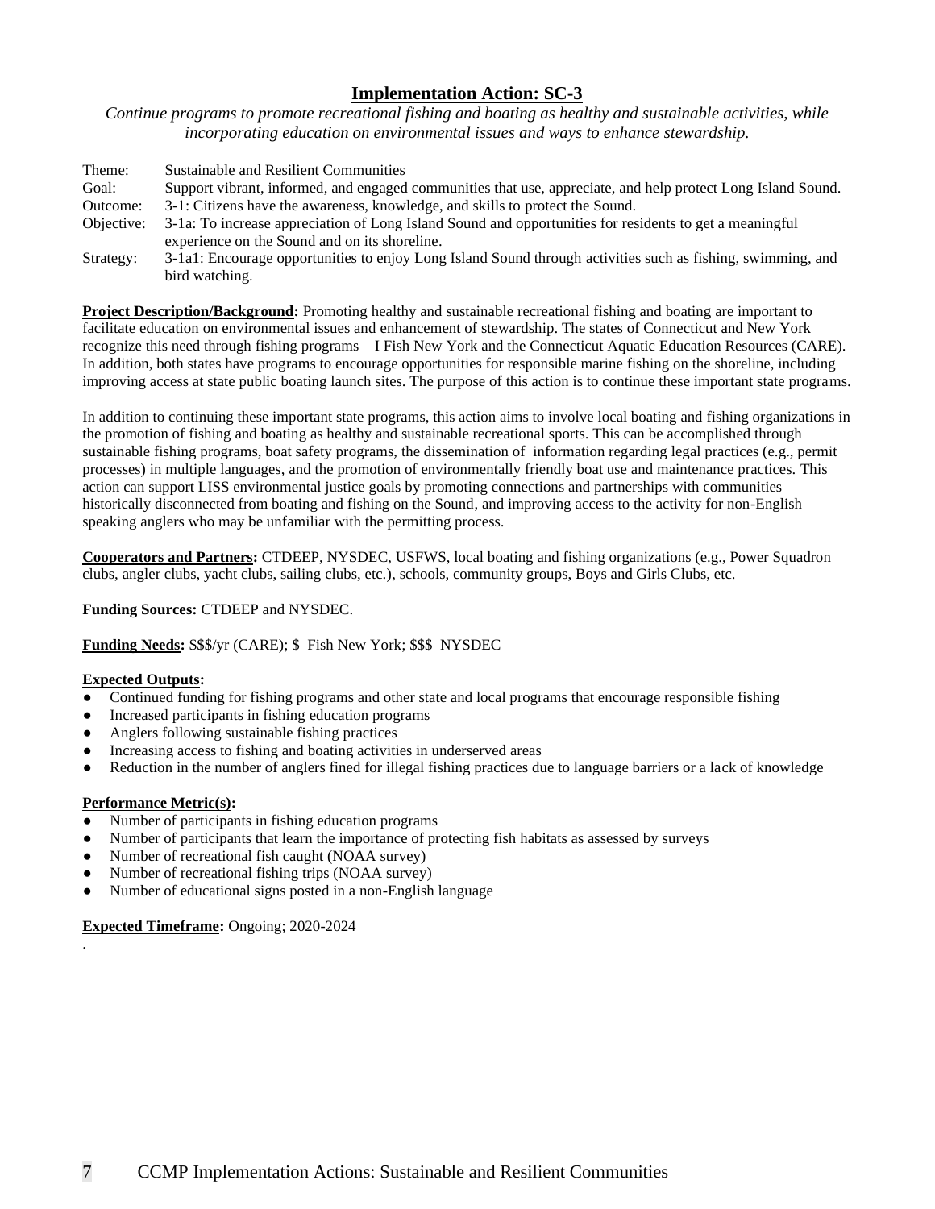## Implementation Action: SC-3

*Continue programs to promote recreational fishing and boating as healthy and sustainable activities, while incorporating education on environmental issues and ways to enhance stewardship.*

Theme: Sustainable and Resilient Communities
Goal: Support vibrant, informed, and engaged communities that use, appreciate, and help protect Long Island Sound.
Outcome: 3-1: Citizens have the awareness, knowledge, and skills to protect the Sound.
Objective: 3-1a: To increase appreciation of Long Island Sound and opportunities for residents to get a meaningful experience on the Sound and on its shoreline.
Strategy: 3-1a1: Encourage opportunities to enjoy Long Island Sound through activities such as fishing, swimming, and bird watching.

**Project Description/Background:** Promoting healthy and sustainable recreational fishing and boating are important to facilitate education on environmental issues and enhancement of stewardship. The states of Connecticut and New York recognize this need through fishing programs—I Fish New York and the Connecticut Aquatic Education Resources (CARE). In addition, both states have programs to encourage opportunities for responsible marine fishing on the shoreline, including improving access at state public boating launch sites. The purpose of this action is to continue these important state programs.

In addition to continuing these important state programs, this action aims to involve local boating and fishing organizations in the promotion of fishing and boating as healthy and sustainable recreational sports. This can be accomplished through sustainable fishing programs, boat safety programs, the dissemination of information regarding legal practices (e.g., permit processes) in multiple languages, and the promotion of environmentally friendly boat use and maintenance practices. This action can support LISS environmental justice goals by promoting connections and partnerships with communities historically disconnected from boating and fishing on the Sound, and improving access to the activity for non-English speaking anglers who may be unfamiliar with the permitting process.

**Cooperators and Partners:** CTDEEP, NYSDEC, USFWS, local boating and fishing organizations (e.g., Power Squadron clubs, angler clubs, yacht clubs, sailing clubs, etc.), schools, community groups, Boys and Girls Clubs, etc.

**Funding Sources:** CTDEEP and NYSDEC.

**Funding Needs:** $$$/yr (CARE); $–Fish New York; $$$–NYSDEC

**Expected Outputs:**

- Continued funding for fishing programs and other state and local programs that encourage responsible fishing
- Increased participants in fishing education programs
- Anglers following sustainable fishing practices
- Increasing access to fishing and boating activities in underserved areas
- Reduction in the number of anglers fined for illegal fishing practices due to language barriers or a lack of knowledge

**Performance Metric(s):**

- Number of participants in fishing education programs
- Number of participants that learn the importance of protecting fish habitats as assessed by surveys
- Number of recreational fish caught (NOAA survey)
- Number of recreational fishing trips (NOAA survey)
- Number of educational signs posted in a non-English language

**Expected Timeframe:** Ongoing; 2020-2024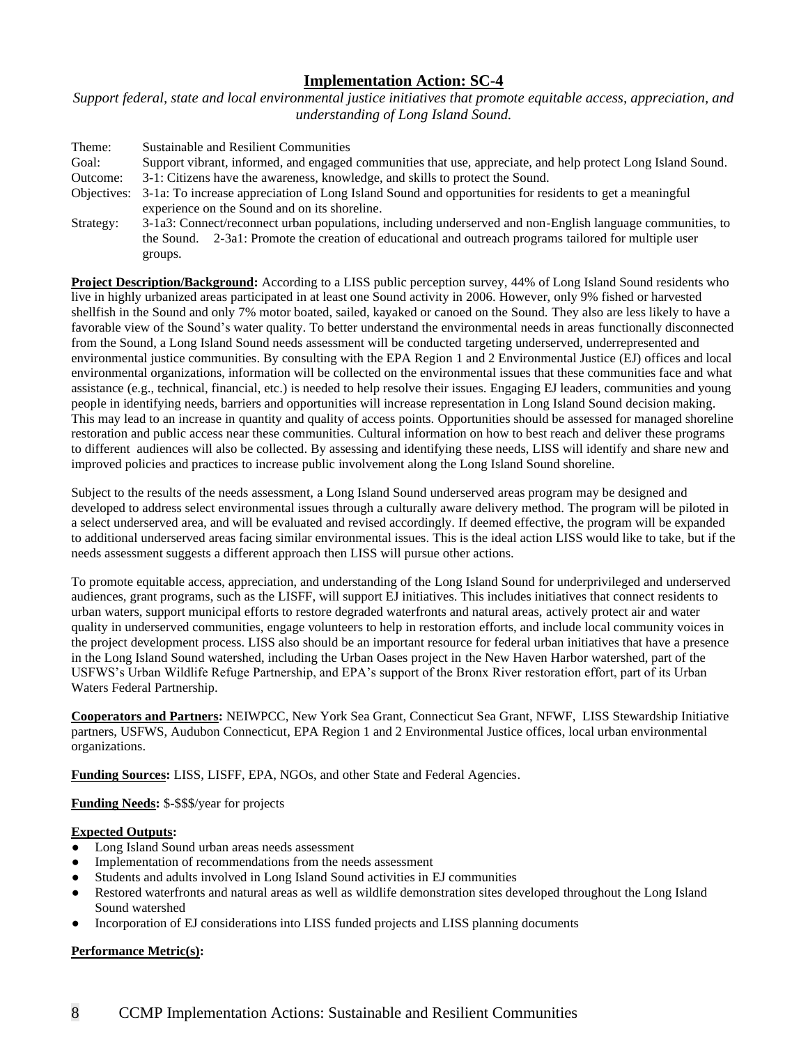## Implementation Action: SC-4

*Support federal, state and local environmental justice initiatives that promote equitable access, appreciation, and understanding of Long Island Sound.*

Theme: Sustainable and Resilient Communities
Goal: Support vibrant, informed, and engaged communities that use, appreciate, and help protect Long Island Sound.
Outcome: 3-1: Citizens have the awareness, knowledge, and skills to protect the Sound.
Objectives: 3-1a: To increase appreciation of Long Island Sound and opportunities for residents to get a meaningful experience on the Sound and on its shoreline.
Strategy: 3-1a3: Connect/reconnect urban populations, including underserved and non-English language communities, to the Sound. 2-3a1: Promote the creation of educational and outreach programs tailored for multiple user groups.

**Project Description/Background:** According to a LISS public perception survey, 44% of Long Island Sound residents who live in highly urbanized areas participated in at least one Sound activity in 2006. However, only 9% fished or harvested shellfish in the Sound and only 7% motor boated, sailed, kayaked or canoed on the Sound. They also are less likely to have a favorable view of the Sound's water quality. To better understand the environmental needs in areas functionally disconnected from the Sound, a Long Island Sound needs assessment will be conducted targeting underserved, underrepresented and environmental justice communities. By consulting with the EPA Region 1 and 2 Environmental Justice (EJ) offices and local environmental organizations, information will be collected on the environmental issues that these communities face and what assistance (e.g., technical, financial, etc.) is needed to help resolve their issues. Engaging EJ leaders, communities and young people in identifying needs, barriers and opportunities will increase representation in Long Island Sound decision making. This may lead to an increase in quantity and quality of access points. Opportunities should be assessed for managed shoreline restoration and public access near these communities. Cultural information on how to best reach and deliver these programs to different audiences will also be collected. By assessing and identifying these needs, LISS will identify and share new and improved policies and practices to increase public involvement along the Long Island Sound shoreline.

Subject to the results of the needs assessment, a Long Island Sound underserved areas program may be designed and developed to address select environmental issues through a culturally aware delivery method. The program will be piloted in a select underserved area, and will be evaluated and revised accordingly. If deemed effective, the program will be expanded to additional underserved areas facing similar environmental issues. This is the ideal action LISS would like to take, but if the needs assessment suggests a different approach then LISS will pursue other actions.

To promote equitable access, appreciation, and understanding of the Long Island Sound for underprivileged and underserved audiences, grant programs, such as the LISFF, will support EJ initiatives. This includes initiatives that connect residents to urban waters, support municipal efforts to restore degraded waterfronts and natural areas, actively protect air and water quality in underserved communities, engage volunteers to help in restoration efforts, and include local community voices in the project development process. LISS also should be an important resource for federal urban initiatives that have a presence in the Long Island Sound watershed, including the Urban Oases project in the New Haven Harbor watershed, part of the USFWS's Urban Wildlife Refuge Partnership, and EPA's support of the Bronx River restoration effort, part of its Urban Waters Federal Partnership.

**Cooperators and Partners:** NEIWPCC, New York Sea Grant, Connecticut Sea Grant, NFWF, LISS Stewardship Initiative partners, USFWS, Audubon Connecticut, EPA Region 1 and 2 Environmental Justice offices, local urban environmental organizations.

**Funding Sources:** LISS, LISFF, EPA, NGOs, and other State and Federal Agencies.

**Funding Needs:** $-$$$/year for projects

**Expected Outputs:**

- Long Island Sound urban areas needs assessment
- Implementation of recommendations from the needs assessment
- Students and adults involved in Long Island Sound activities in EJ communities
- Restored waterfronts and natural areas as well as wildlife demonstration sites developed throughout the Long Island Sound watershed
- Incorporation of EJ considerations into LISS funded projects and LISS planning documents

**Performance Metric(s):**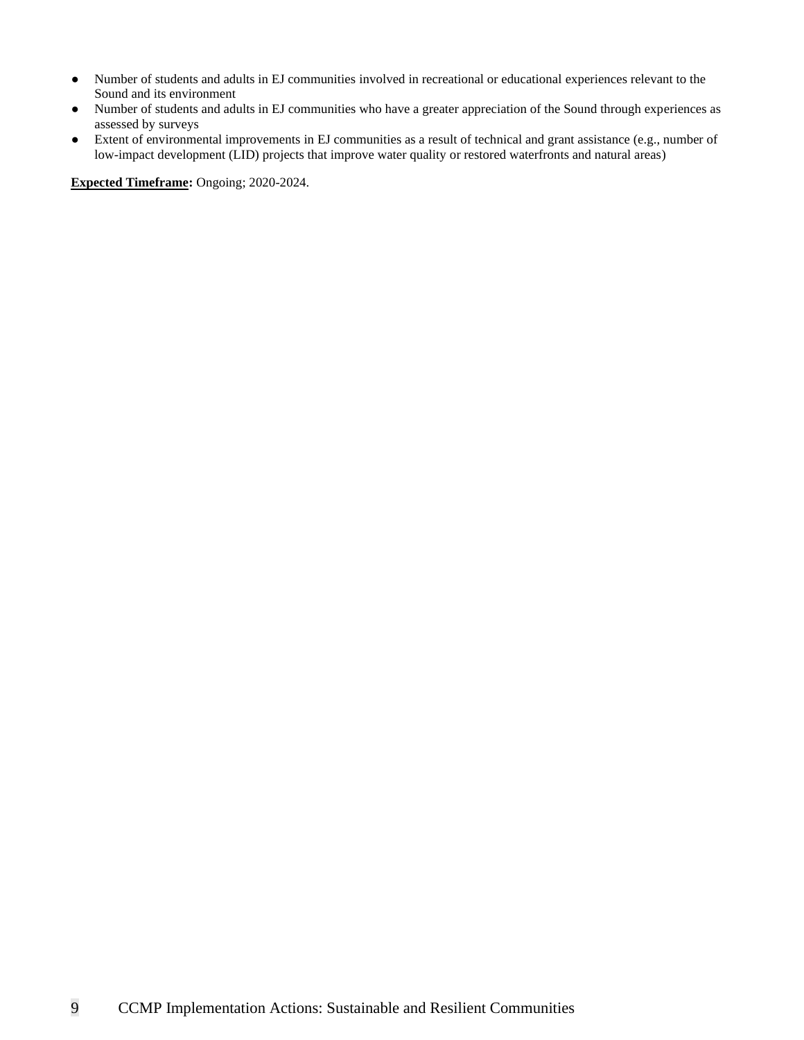- Number of students and adults in EJ communities involved in recreational or educational experiences relevant to the Sound and its environment
- Number of students and adults in EJ communities who have a greater appreciation of the Sound through experiences as assessed by surveys
- Extent of environmental improvements in EJ communities as a result of technical and grant assistance (e.g., number of low-impact development (LID) projects that improve water quality or restored waterfronts and natural areas)

**Expected Timeframe:** Ongoing; 2020-2024.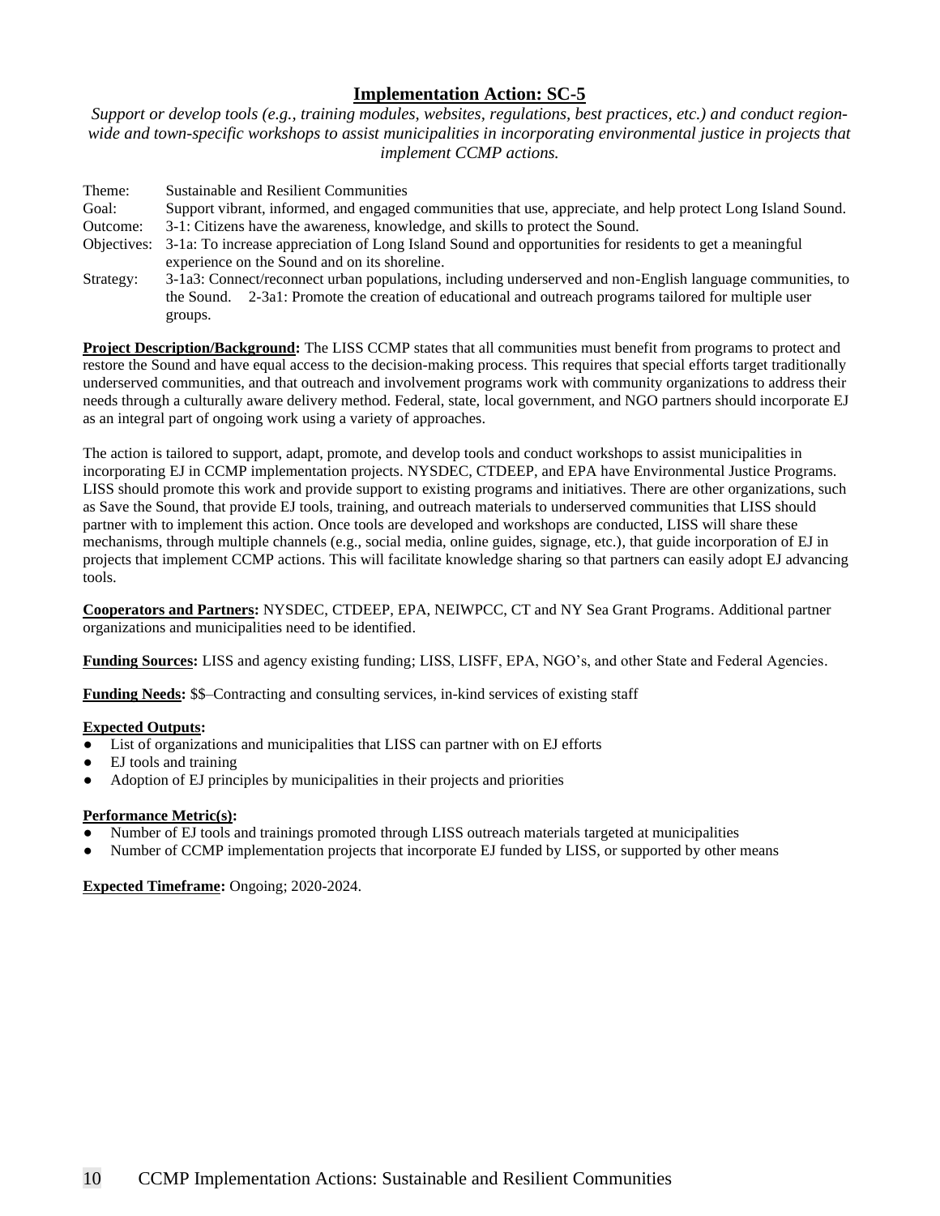## Implementation Action: SC-5

*Support or develop tools (e.g., training modules, websites, regulations, best practices, etc.) and conduct region-wide and town-specific workshops to assist municipalities in incorporating environmental justice in projects that implement CCMP actions.*

| | |
|---|---|
| Theme: | Sustainable and Resilient Communities |
| Goal: | Support vibrant, informed, and engaged communities that use, appreciate, and help protect Long Island Sound. |
| Outcome: | 3-1: Citizens have the awareness, knowledge, and skills to protect the Sound. |
| Objectives: | 3-1a: To increase appreciation of Long Island Sound and opportunities for residents to get a meaningful experience on the Sound and on its shoreline. |
| Strategy: | 3-1a3: Connect/reconnect urban populations, including underserved and non-English language communities, to the Sound. 2-3a1: Promote the creation of educational and outreach programs tailored for multiple user groups. |

**Project Description/Background:** The LISS CCMP states that all communities must benefit from programs to protect and restore the Sound and have equal access to the decision-making process. This requires that special efforts target traditionally underserved communities, and that outreach and involvement programs work with community organizations to address their needs through a culturally aware delivery method. Federal, state, local government, and NGO partners should incorporate EJ as an integral part of ongoing work using a variety of approaches.

The action is tailored to support, adapt, promote, and develop tools and conduct workshops to assist municipalities in incorporating EJ in CCMP implementation projects. NYSDEC, CTDEEP, and EPA have Environmental Justice Programs. LISS should promote this work and provide support to existing programs and initiatives. There are other organizations, such as Save the Sound, that provide EJ tools, training, and outreach materials to underserved communities that LISS should partner with to implement this action. Once tools are developed and workshops are conducted, LISS will share these mechanisms, through multiple channels (e.g., social media, online guides, signage, etc.), that guide incorporation of EJ in projects that implement CCMP actions. This will facilitate knowledge sharing so that partners can easily adopt EJ advancing tools.

**Cooperators and Partners:** NYSDEC, CTDEEP, EPA, NEIWPCC, CT and NY Sea Grant Programs. Additional partner organizations and municipalities need to be identified.

**Funding Sources:** LISS and agency existing funding; LISS, LISFF, EPA, NGO's, and other State and Federal Agencies.

**Funding Needs:** $$–Contracting and consulting services, in-kind services of existing staff

**Expected Outputs:**

- List of organizations and municipalities that LISS can partner with on EJ efforts
- EJ tools and training
- Adoption of EJ principles by municipalities in their projects and priorities

**Performance Metric(s):**

- Number of EJ tools and trainings promoted through LISS outreach materials targeted at municipalities
- Number of CCMP implementation projects that incorporate EJ funded by LISS, or supported by other means

**Expected Timeframe:** Ongoing; 2020-2024.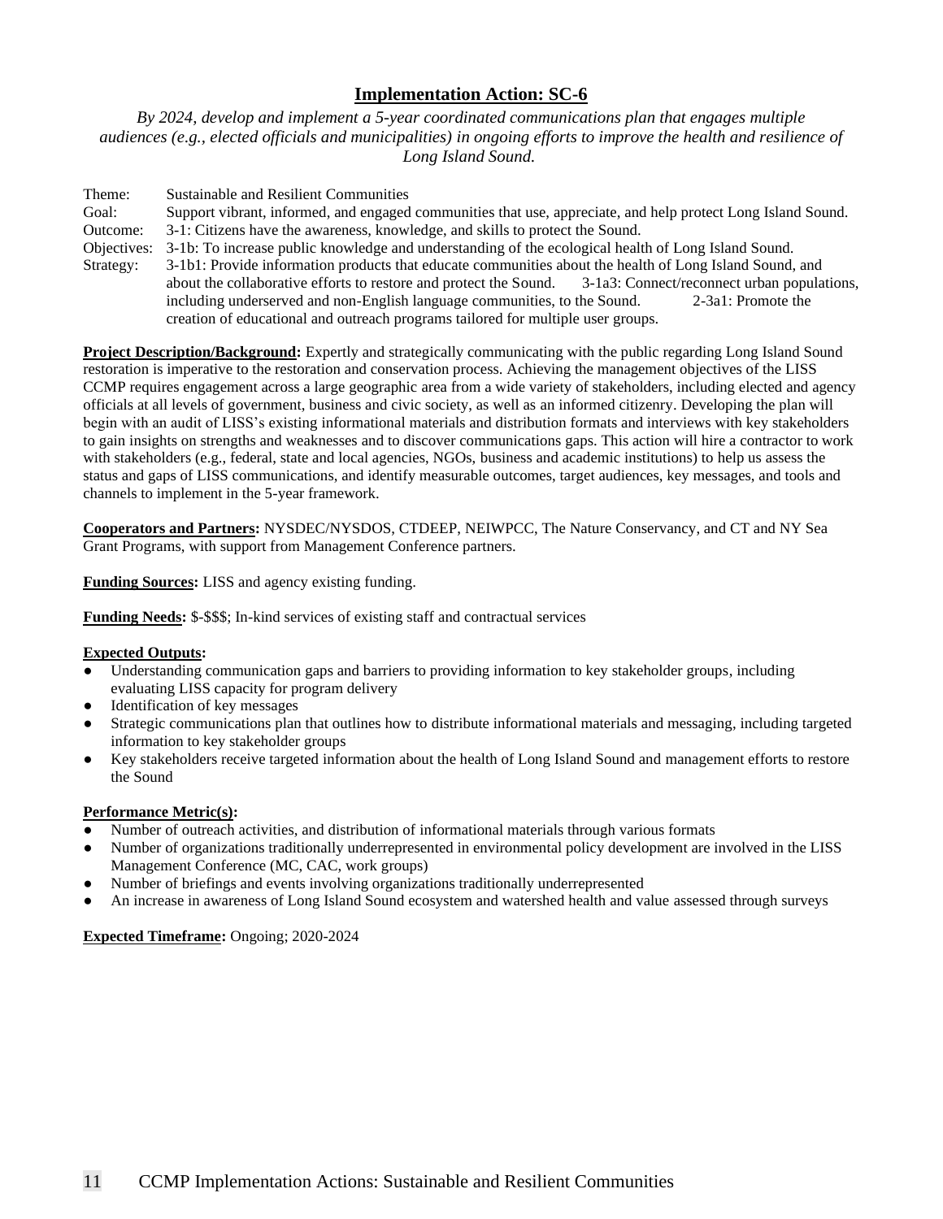## Implementation Action: SC-6

*By 2024, develop and implement a 5-year coordinated communications plan that engages multiple audiences (e.g., elected officials and municipalities) in ongoing efforts to improve the health and resilience of Long Island Sound.*

Theme: Sustainable and Resilient Communities
Goal: Support vibrant, informed, and engaged communities that use, appreciate, and help protect Long Island Sound.
Outcome: 3-1: Citizens have the awareness, knowledge, and skills to protect the Sound.
Objectives: 3-1b: To increase public knowledge and understanding of the ecological health of Long Island Sound.
Strategy: 3-1b1: Provide information products that educate communities about the health of Long Island Sound, and about the collaborative efforts to restore and protect the Sound. 3-1a3: Connect/reconnect urban populations, including underserved and non-English language communities, to the Sound. 2-3a1: Promote the creation of educational and outreach programs tailored for multiple user groups.

**Project Description/Background:** Expertly and strategically communicating with the public regarding Long Island Sound restoration is imperative to the restoration and conservation process. Achieving the management objectives of the LISS CCMP requires engagement across a large geographic area from a wide variety of stakeholders, including elected and agency officials at all levels of government, business and civic society, as well as an informed citizenry. Developing the plan will begin with an audit of LISS's existing informational materials and distribution formats and interviews with key stakeholders to gain insights on strengths and weaknesses and to discover communications gaps. This action will hire a contractor to work with stakeholders (e.g., federal, state and local agencies, NGOs, business and academic institutions) to help us assess the status and gaps of LISS communications, and identify measurable outcomes, target audiences, key messages, and tools and channels to implement in the 5-year framework.

**Cooperators and Partners:** NYSDEC/NYSDOS, CTDEEP, NEIWPCC, The Nature Conservancy, and CT and NY Sea Grant Programs, with support from Management Conference partners.

**Funding Sources:** LISS and agency existing funding.

**Funding Needs:** $-$$$; In-kind services of existing staff and contractual services

**Expected Outputs:**

- Understanding communication gaps and barriers to providing information to key stakeholder groups, including evaluating LISS capacity for program delivery
- Identification of key messages
- Strategic communications plan that outlines how to distribute informational materials and messaging, including targeted information to key stakeholder groups
- Key stakeholders receive targeted information about the health of Long Island Sound and management efforts to restore the Sound

**Performance Metric(s):**

- Number of outreach activities, and distribution of informational materials through various formats
- Number of organizations traditionally underrepresented in environmental policy development are involved in the LISS Management Conference (MC, CAC, work groups)
- Number of briefings and events involving organizations traditionally underrepresented
- An increase in awareness of Long Island Sound ecosystem and watershed health and value assessed through surveys

**Expected Timeframe:** Ongoing; 2020-2024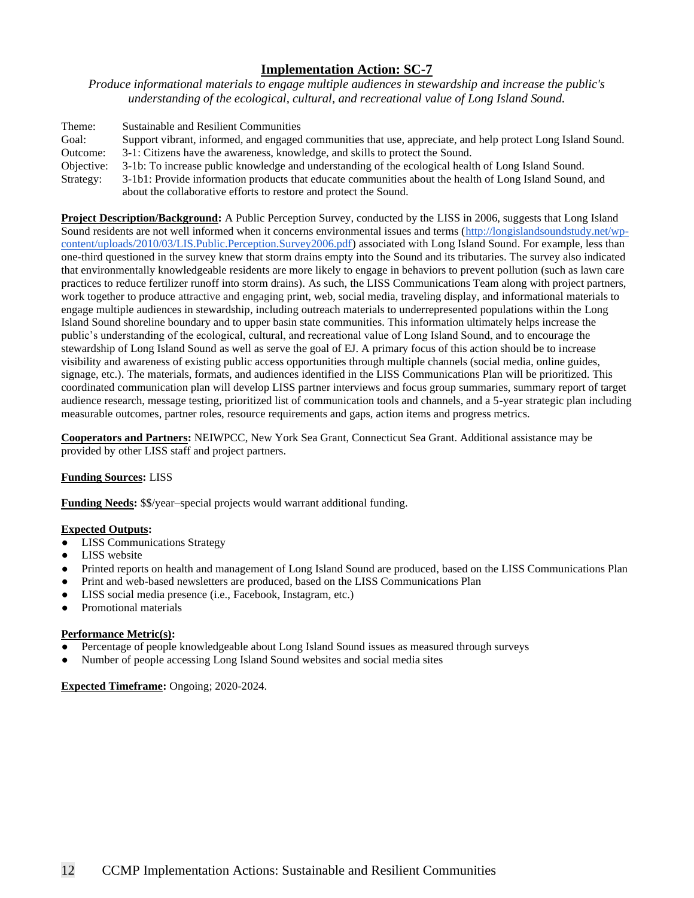# Implementation Action: SC-7

*Produce informational materials to engage multiple audiences in stewardship and increase the public's understanding of the ecological, cultural, and recreational value of Long Island Sound.*

| | |
|---|---|
| Theme: | Sustainable and Resilient Communities |
| Goal: | Support vibrant, informed, and engaged communities that use, appreciate, and help protect Long Island Sound. |
| Outcome: | 3-1: Citizens have the awareness, knowledge, and skills to protect the Sound. |
| Objective: | 3-1b: To increase public knowledge and understanding of the ecological health of Long Island Sound. |
| Strategy: | 3-1b1: Provide information products that educate communities about the health of Long Island Sound, and about the collaborative efforts to restore and protect the Sound. |

**Project Description/Background:** A Public Perception Survey, conducted by the LISS in 2006, suggests that Long Island Sound residents are not well informed when it concerns environmental issues and terms (http://longislandsoundstudy.net/wp-content/uploads/2010/03/LIS.Public.Perception.Survey2006.pdf) associated with Long Island Sound. For example, less than one-third questioned in the survey knew that storm drains empty into the Sound and its tributaries. The survey also indicated that environmentally knowledgeable residents are more likely to engage in behaviors to prevent pollution (such as lawn care practices to reduce fertilizer runoff into storm drains). As such, the LISS Communications Team along with project partners, work together to produce attractive and engaging print, web, social media, traveling display, and informational materials to engage multiple audiences in stewardship, including outreach materials to underrepresented populations within the Long Island Sound shoreline boundary and to upper basin state communities. This information ultimately helps increase the public's understanding of the ecological, cultural, and recreational value of Long Island Sound, and to encourage the stewardship of Long Island Sound as well as serve the goal of EJ. A primary focus of this action should be to increase visibility and awareness of existing public access opportunities through multiple channels (social media, online guides, signage, etc.). The materials, formats, and audiences identified in the LISS Communications Plan will be prioritized. This coordinated communication plan will develop LISS partner interviews and focus group summaries, summary report of target audience research, message testing, prioritized list of communication tools and channels, and a 5-year strategic plan including measurable outcomes, partner roles, resource requirements and gaps, action items and progress metrics.

**Cooperators and Partners:** NEIWPCC, New York Sea Grant, Connecticut Sea Grant. Additional assistance may be provided by other LISS staff and project partners.

**Funding Sources:** LISS

**Funding Needs:** $$/year–special projects would warrant additional funding.

**Expected Outputs:**

- LISS Communications Strategy
- LISS website
- Printed reports on health and management of Long Island Sound are produced, based on the LISS Communications Plan
- Print and web-based newsletters are produced, based on the LISS Communications Plan
- LISS social media presence (i.e., Facebook, Instagram, etc.)
- Promotional materials

**Performance Metric(s):**

- Percentage of people knowledgeable about Long Island Sound issues as measured through surveys
- Number of people accessing Long Island Sound websites and social media sites

**Expected Timeframe:** Ongoing; 2020-2024.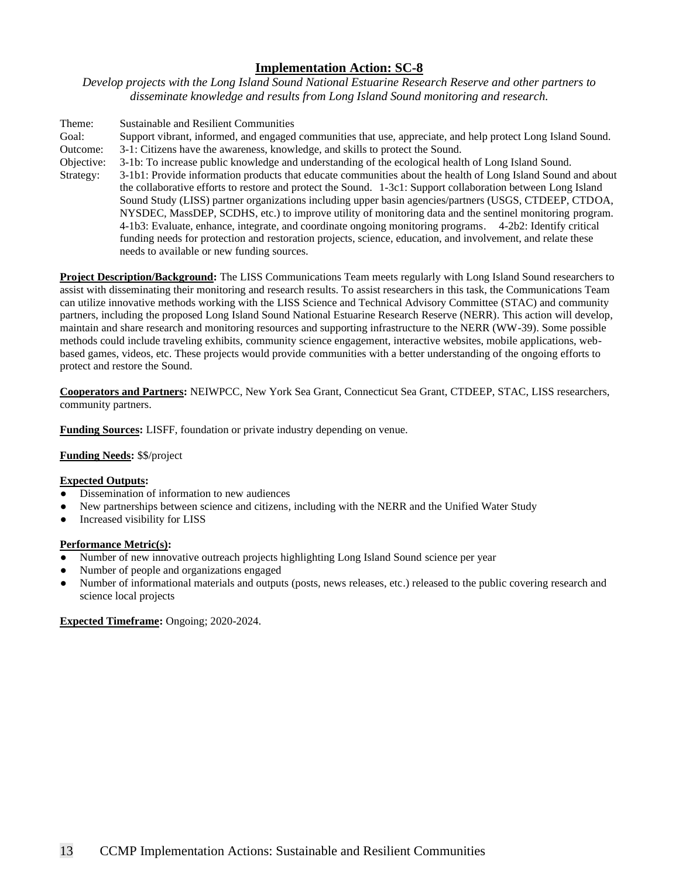## Implementation Action: SC-8

*Develop projects with the Long Island Sound National Estuarine Research Reserve and other partners to disseminate knowledge and results from Long Island Sound monitoring and research.*

Theme: Sustainable and Resilient Communities
Goal: Support vibrant, informed, and engaged communities that use, appreciate, and help protect Long Island Sound.
Outcome: 3-1: Citizens have the awareness, knowledge, and skills to protect the Sound.
Objective: 3-1b: To increase public knowledge and understanding of the ecological health of Long Island Sound.
Strategy: 3-1b1: Provide information products that educate communities about the health of Long Island Sound and about the collaborative efforts to restore and protect the Sound. 1-3c1: Support collaboration between Long Island Sound Study (LISS) partner organizations including upper basin agencies/partners (USGS, CTDEEP, CTDOA, NYSDEC, MassDEP, SCDHS, etc.) to improve utility of monitoring data and the sentinel monitoring program. 4-1b3: Evaluate, enhance, integrate, and coordinate ongoing monitoring programs. 4-2b2: Identify critical funding needs for protection and restoration projects, science, education, and involvement, and relate these needs to available or new funding sources.

**Project Description/Background:** The LISS Communications Team meets regularly with Long Island Sound researchers to assist with disseminating their monitoring and research results. To assist researchers in this task, the Communications Team can utilize innovative methods working with the LISS Science and Technical Advisory Committee (STAC) and community partners, including the proposed Long Island Sound National Estuarine Research Reserve (NERR). This action will develop, maintain and share research and monitoring resources and supporting infrastructure to the NERR (WW-39). Some possible methods could include traveling exhibits, community science engagement, interactive websites, mobile applications, web-based games, videos, etc. These projects would provide communities with a better understanding of the ongoing efforts to protect and restore the Sound.

**Cooperators and Partners:** NEIWPCC, New York Sea Grant, Connecticut Sea Grant, CTDEEP, STAC, LISS researchers, community partners.

**Funding Sources:** LISFF, foundation or private industry depending on venue.

**Funding Needs:** $$/project

**Expected Outputs:**

- Dissemination of information to new audiences
- New partnerships between science and citizens, including with the NERR and the Unified Water Study
- Increased visibility for LISS

**Performance Metric(s):**

- Number of new innovative outreach projects highlighting Long Island Sound science per year
- Number of people and organizations engaged
- Number of informational materials and outputs (posts, news releases, etc.) released to the public covering research and science local projects

**Expected Timeframe:** Ongoing; 2020-2024.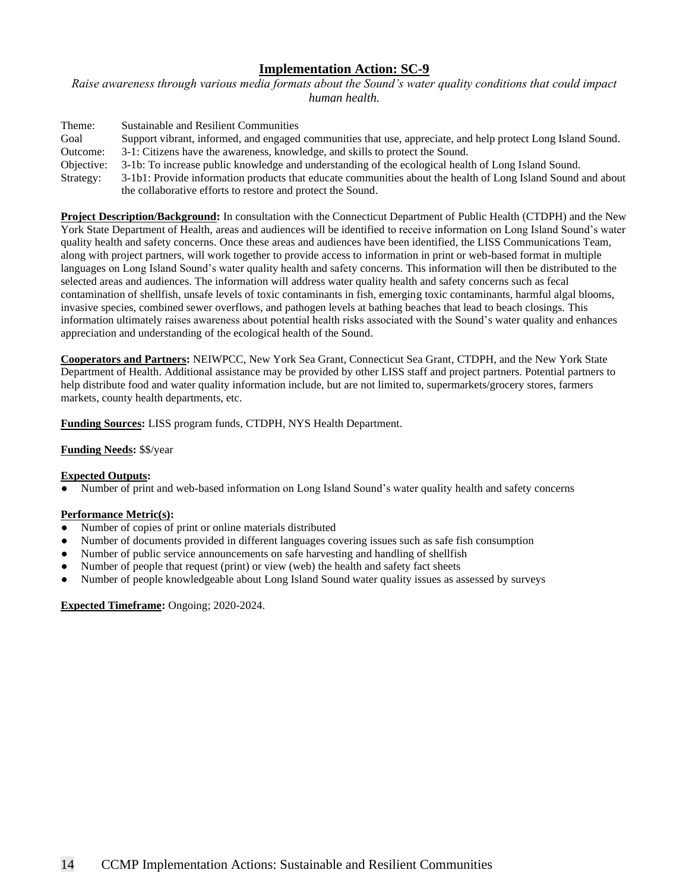## Implementation Action: SC-9

*Raise awareness through various media formats about the Sound's water quality conditions that could impact human health.*

| | |
|---|---|
| Theme: | Sustainable and Resilient Communities |
| Goal | Support vibrant, informed, and engaged communities that use, appreciate, and help protect Long Island Sound. |
| Outcome: | 3-1: Citizens have the awareness, knowledge, and skills to protect the Sound. |
| Objective: | 3-1b: To increase public knowledge and understanding of the ecological health of Long Island Sound. |
| Strategy: | 3-1b1: Provide information products that educate communities about the health of Long Island Sound and about the collaborative efforts to restore and protect the Sound. |

**Project Description/Background:** In consultation with the Connecticut Department of Public Health (CTDPH) and the New York State Department of Health, areas and audiences will be identified to receive information on Long Island Sound's water quality health and safety concerns. Once these areas and audiences have been identified, the LISS Communications Team, along with project partners, will work together to provide access to information in print or web-based format in multiple languages on Long Island Sound's water quality health and safety concerns. This information will then be distributed to the selected areas and audiences. The information will address water quality health and safety concerns such as fecal contamination of shellfish, unsafe levels of toxic contaminants in fish, emerging toxic contaminants, harmful algal blooms, invasive species, combined sewer overflows, and pathogen levels at bathing beaches that lead to beach closings. This information ultimately raises awareness about potential health risks associated with the Sound's water quality and enhances appreciation and understanding of the ecological health of the Sound.

**Cooperators and Partners:** NEIWPCC, New York Sea Grant, Connecticut Sea Grant, CTDPH, and the New York State Department of Health. Additional assistance may be provided by other LISS staff and project partners. Potential partners to help distribute food and water quality information include, but are not limited to, supermarkets/grocery stores, farmers markets, county health departments, etc.

**Funding Sources:** LISS program funds, CTDPH, NYS Health Department.

**Funding Needs:** $$/year

**Expected Outputs:**

- Number of print and web-based information on Long Island Sound's water quality health and safety concerns

**Performance Metric(s):**

- Number of copies of print or online materials distributed
- Number of documents provided in different languages covering issues such as safe fish consumption
- Number of public service announcements on safe harvesting and handling of shellfish
- Number of people that request (print) or view (web) the health and safety fact sheets
- Number of people knowledgeable about Long Island Sound water quality issues as assessed by surveys

**Expected Timeframe:** Ongoing; 2020-2024.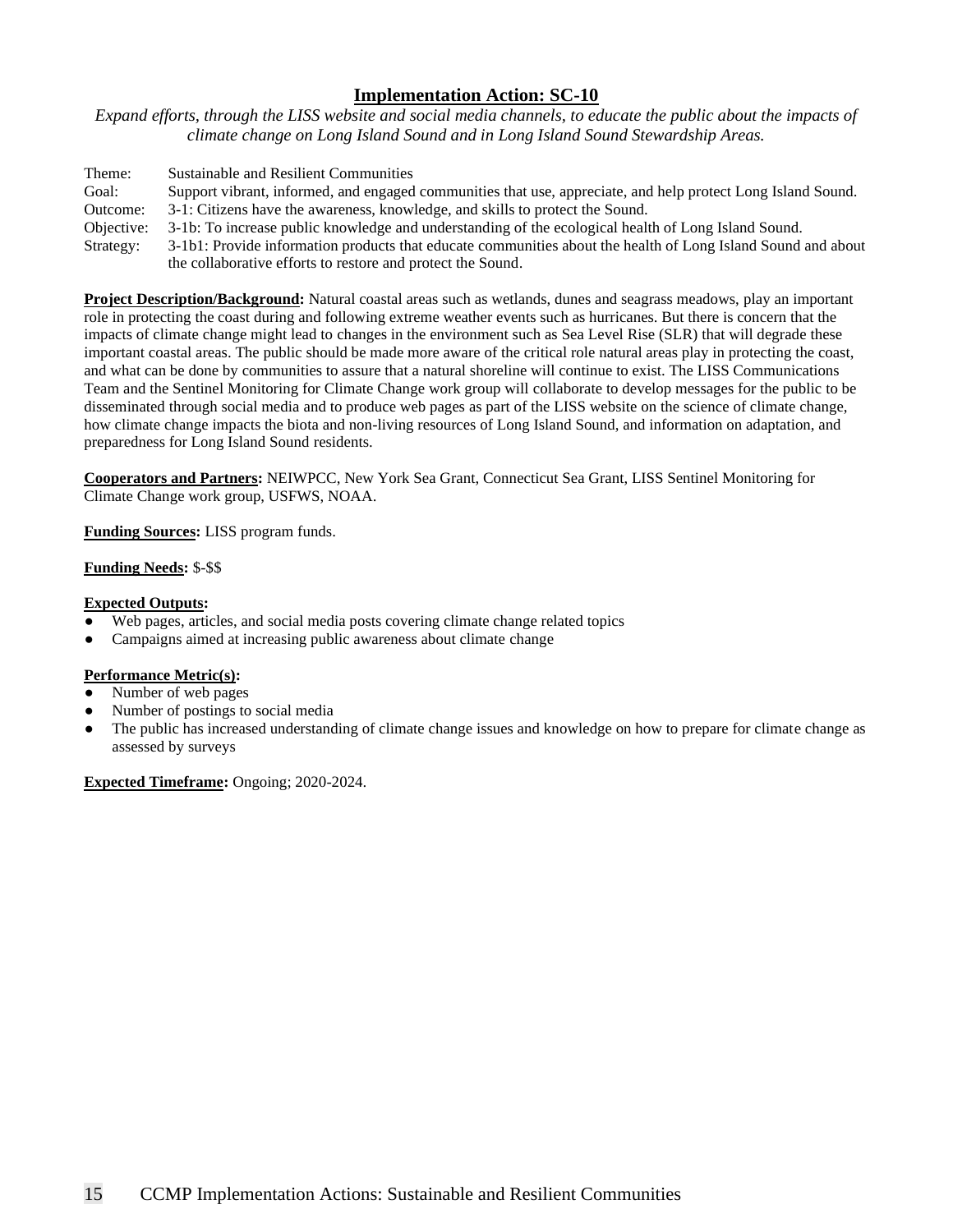## Implementation Action: SC-10

*Expand efforts, through the LISS website and social media channels, to educate the public about the impacts of climate change on Long Island Sound and in Long Island Sound Stewardship Areas.*

| | |
|---|---|
| Theme: | Sustainable and Resilient Communities |
| Goal: | Support vibrant, informed, and engaged communities that use, appreciate, and help protect Long Island Sound. |
| Outcome: | 3-1: Citizens have the awareness, knowledge, and skills to protect the Sound. |
| Objective: | 3-1b: To increase public knowledge and understanding of the ecological health of Long Island Sound. |
| Strategy: | 3-1b1: Provide information products that educate communities about the health of Long Island Sound and about the collaborative efforts to restore and protect the Sound. |

**Project Description/Background:** Natural coastal areas such as wetlands, dunes and seagrass meadows, play an important role in protecting the coast during and following extreme weather events such as hurricanes. But there is concern that the impacts of climate change might lead to changes in the environment such as Sea Level Rise (SLR) that will degrade these important coastal areas. The public should be made more aware of the critical role natural areas play in protecting the coast, and what can be done by communities to assure that a natural shoreline will continue to exist. The LISS Communications Team and the Sentinel Monitoring for Climate Change work group will collaborate to develop messages for the public to be disseminated through social media and to produce web pages as part of the LISS website on the science of climate change, how climate change impacts the biota and non-living resources of Long Island Sound, and information on adaptation, and preparedness for Long Island Sound residents.

**Cooperators and Partners:** NEIWPCC, New York Sea Grant, Connecticut Sea Grant, LISS Sentinel Monitoring for Climate Change work group, USFWS, NOAA.

**Funding Sources:** LISS program funds.

**Funding Needs:** $-$$

**Expected Outputs:**

- Web pages, articles, and social media posts covering climate change related topics
- Campaigns aimed at increasing public awareness about climate change

**Performance Metric(s):**

- Number of web pages
- Number of postings to social media
- The public has increased understanding of climate change issues and knowledge on how to prepare for climate change as assessed by surveys

**Expected Timeframe:** Ongoing; 2020-2024.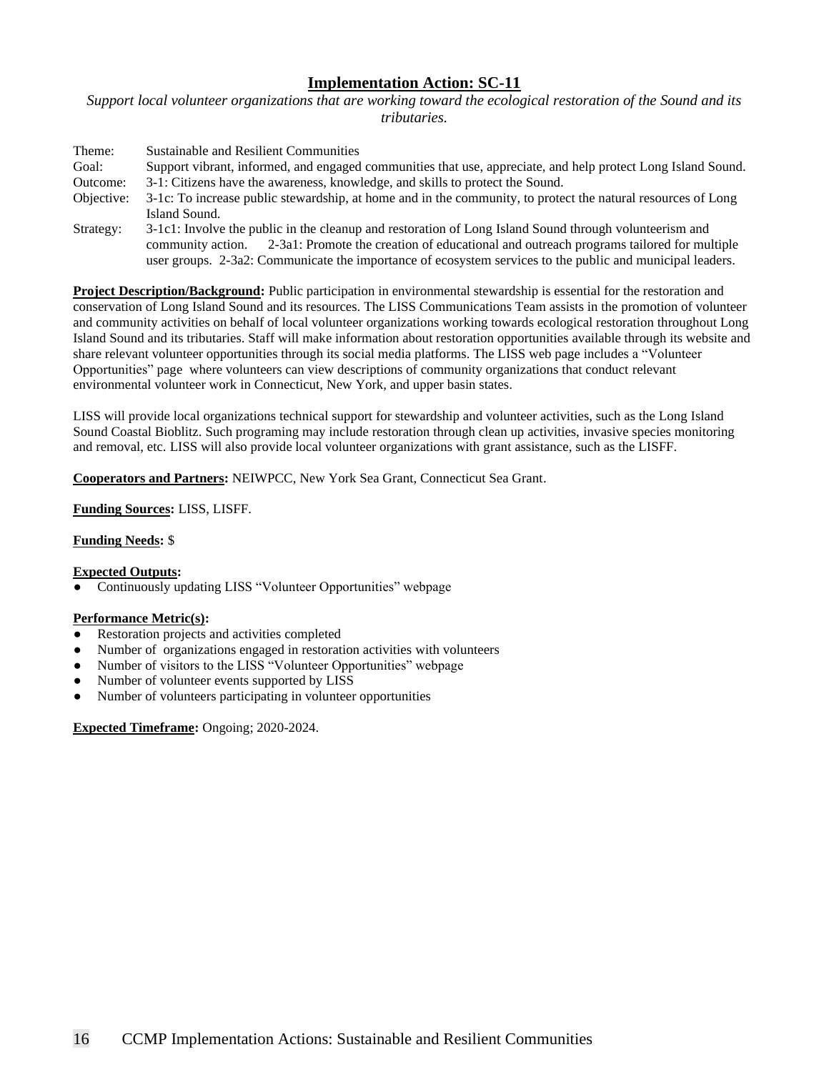## Implementation Action: SC-11

*Support local volunteer organizations that are working toward the ecological restoration of the Sound and its tributaries.*

| | |
|---|---|
| Theme: | Sustainable and Resilient Communities |
| Goal: | Support vibrant, informed, and engaged communities that use, appreciate, and help protect Long Island Sound. |
| Outcome: | 3-1: Citizens have the awareness, knowledge, and skills to protect the Sound. |
| Objective: | 3-1c: To increase public stewardship, at home and in the community, to protect the natural resources of Long Island Sound. |
| Strategy: | 3-1c1: Involve the public in the cleanup and restoration of Long Island Sound through volunteerism and community action. 2-3a1: Promote the creation of educational and outreach programs tailored for multiple user groups. 2-3a2: Communicate the importance of ecosystem services to the public and municipal leaders. |

**Project Description/Background:** Public participation in environmental stewardship is essential for the restoration and conservation of Long Island Sound and its resources. The LISS Communications Team assists in the promotion of volunteer and community activities on behalf of local volunteer organizations working towards ecological restoration throughout Long Island Sound and its tributaries. Staff will make information about restoration opportunities available through its website and share relevant volunteer opportunities through its social media platforms. The LISS web page includes a "Volunteer Opportunities" page where volunteers can view descriptions of community organizations that conduct relevant environmental volunteer work in Connecticut, New York, and upper basin states.

LISS will provide local organizations technical support for stewardship and volunteer activities, such as the Long Island Sound Coastal Bioblitz. Such programing may include restoration through clean up activities, invasive species monitoring and removal, etc. LISS will also provide local volunteer organizations with grant assistance, such as the LISFF.

**Cooperators and Partners:** NEIWPCC, New York Sea Grant, Connecticut Sea Grant.

**Funding Sources:** LISS, LISFF.

**Funding Needs:** $

**Expected Outputs:**

- Continuously updating LISS "Volunteer Opportunities" webpage

**Performance Metric(s):**

- Restoration projects and activities completed
- Number of organizations engaged in restoration activities with volunteers
- Number of visitors to the LISS "Volunteer Opportunities" webpage
- Number of volunteer events supported by LISS
- Number of volunteers participating in volunteer opportunities

**Expected Timeframe:** Ongoing; 2020-2024.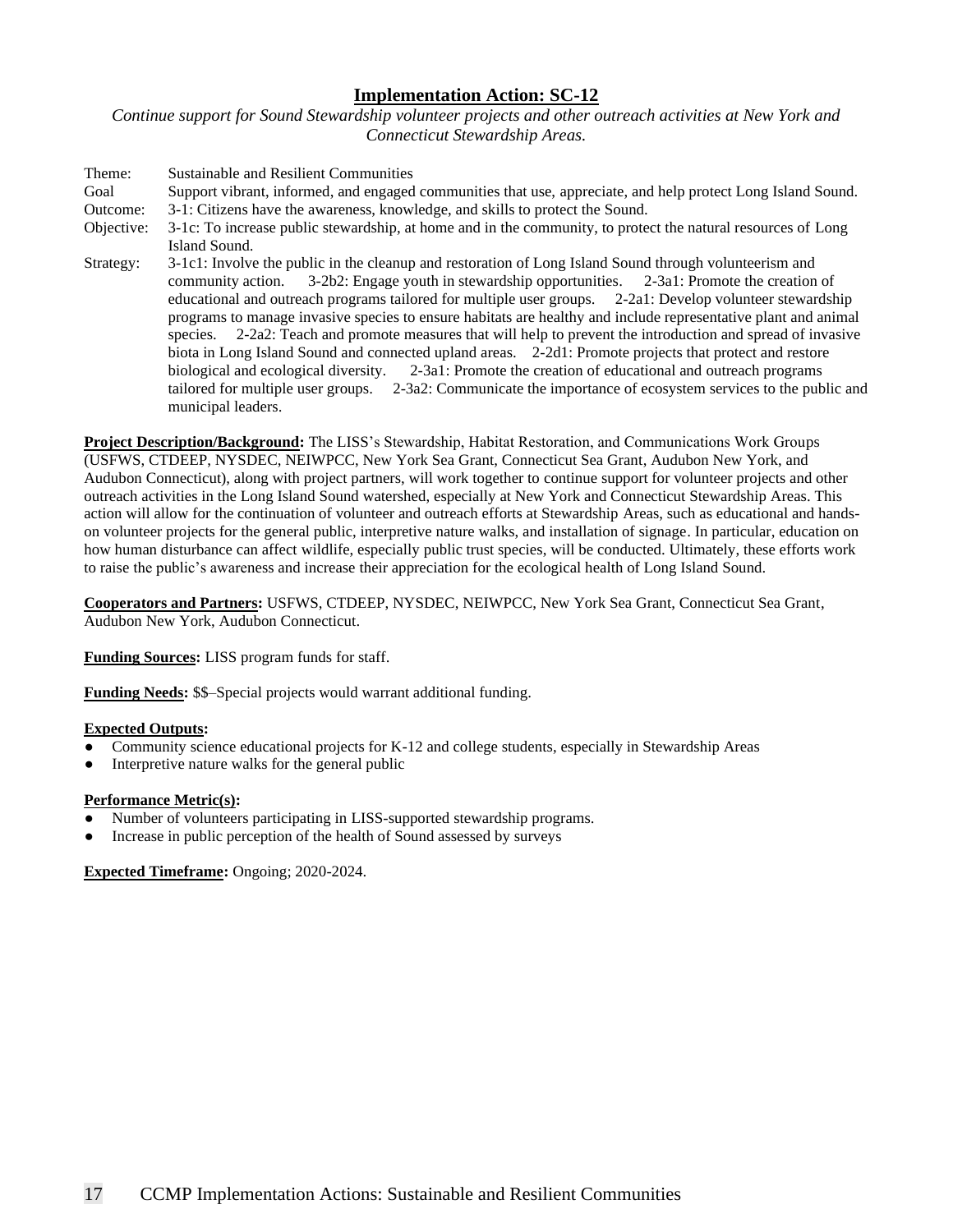## Implementation Action: SC-12

*Continue support for Sound Stewardship volunteer projects and other outreach activities at New York and Connecticut Stewardship Areas.*

Theme: Sustainable and Resilient Communities

Goal: Support vibrant, informed, and engaged communities that use, appreciate, and help protect Long Island Sound.

Outcome: 3-1: Citizens have the awareness, knowledge, and skills to protect the Sound.

Objective: 3-1c: To increase public stewardship, at home and in the community, to protect the natural resources of Long Island Sound.

Strategy: 3-1c1: Involve the public in the cleanup and restoration of Long Island Sound through volunteerism and community action. 3-2b2: Engage youth in stewardship opportunities. 2-3a1: Promote the creation of educational and outreach programs tailored for multiple user groups. 2-2a1: Develop volunteer stewardship programs to manage invasive species to ensure habitats are healthy and include representative plant and animal species. 2-2a2: Teach and promote measures that will help to prevent the introduction and spread of invasive biota in Long Island Sound and connected upland areas. 2-2d1: Promote projects that protect and restore biological and ecological diversity. 2-3a1: Promote the creation of educational and outreach programs tailored for multiple user groups. 2-3a2: Communicate the importance of ecosystem services to the public and municipal leaders.

**Project Description/Background:** The LISS's Stewardship, Habitat Restoration, and Communications Work Groups (USFWS, CTDEEP, NYSDEC, NEIWPCC, New York Sea Grant, Connecticut Sea Grant, Audubon New York, and Audubon Connecticut), along with project partners, will work together to continue support for volunteer projects and other outreach activities in the Long Island Sound watershed, especially at New York and Connecticut Stewardship Areas. This action will allow for the continuation of volunteer and outreach efforts at Stewardship Areas, such as educational and hands-on volunteer projects for the general public, interpretive nature walks, and installation of signage. In particular, education on how human disturbance can affect wildlife, especially public trust species, will be conducted. Ultimately, these efforts work to raise the public's awareness and increase their appreciation for the ecological health of Long Island Sound.

**Cooperators and Partners:** USFWS, CTDEEP, NYSDEC, NEIWPCC, New York Sea Grant, Connecticut Sea Grant, Audubon New York, Audubon Connecticut.

**Funding Sources:** LISS program funds for staff.

**Funding Needs:** $$–Special projects would warrant additional funding.

**Expected Outputs:**

- Community science educational projects for K-12 and college students, especially in Stewardship Areas
- Interpretive nature walks for the general public

**Performance Metric(s):**

- Number of volunteers participating in LISS-supported stewardship programs.
- Increase in public perception of the health of Sound assessed by surveys

**Expected Timeframe:** Ongoing; 2020-2024.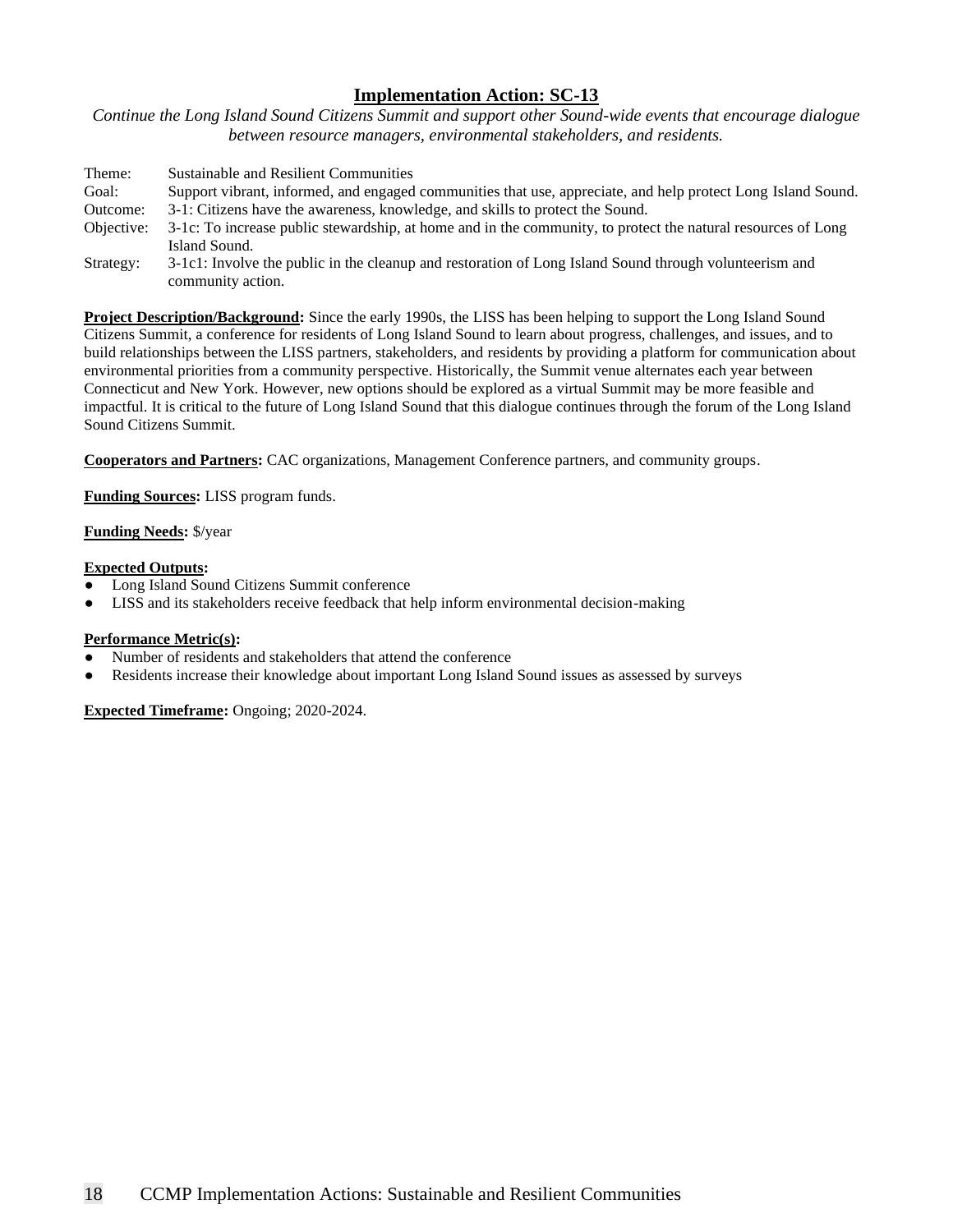## Implementation Action: SC-13

*Continue the Long Island Sound Citizens Summit and support other Sound-wide events that encourage dialogue between resource managers, environmental stakeholders, and residents.*

| | |
|---|---|
| Theme: | Sustainable and Resilient Communities |
| Goal: | Support vibrant, informed, and engaged communities that use, appreciate, and help protect Long Island Sound. |
| Outcome: | 3-1: Citizens have the awareness, knowledge, and skills to protect the Sound. |
| Objective: | 3-1c: To increase public stewardship, at home and in the community, to protect the natural resources of Long Island Sound. |
| Strategy: | 3-1c1: Involve the public in the cleanup and restoration of Long Island Sound through volunteerism and community action. |

**Project Description/Background:** Since the early 1990s, the LISS has been helping to support the Long Island Sound Citizens Summit, a conference for residents of Long Island Sound to learn about progress, challenges, and issues, and to build relationships between the LISS partners, stakeholders, and residents by providing a platform for communication about environmental priorities from a community perspective. Historically, the Summit venue alternates each year between Connecticut and New York. However, new options should be explored as a virtual Summit may be more feasible and impactful. It is critical to the future of Long Island Sound that this dialogue continues through the forum of the Long Island Sound Citizens Summit.

**Cooperators and Partners:** CAC organizations, Management Conference partners, and community groups.

**Funding Sources:** LISS program funds.

**Funding Needs:** $/year

**Expected Outputs:**

- Long Island Sound Citizens Summit conference
- LISS and its stakeholders receive feedback that help inform environmental decision-making

**Performance Metric(s):**

- Number of residents and stakeholders that attend the conference
- Residents increase their knowledge about important Long Island Sound issues as assessed by surveys

**Expected Timeframe:** Ongoing; 2020-2024.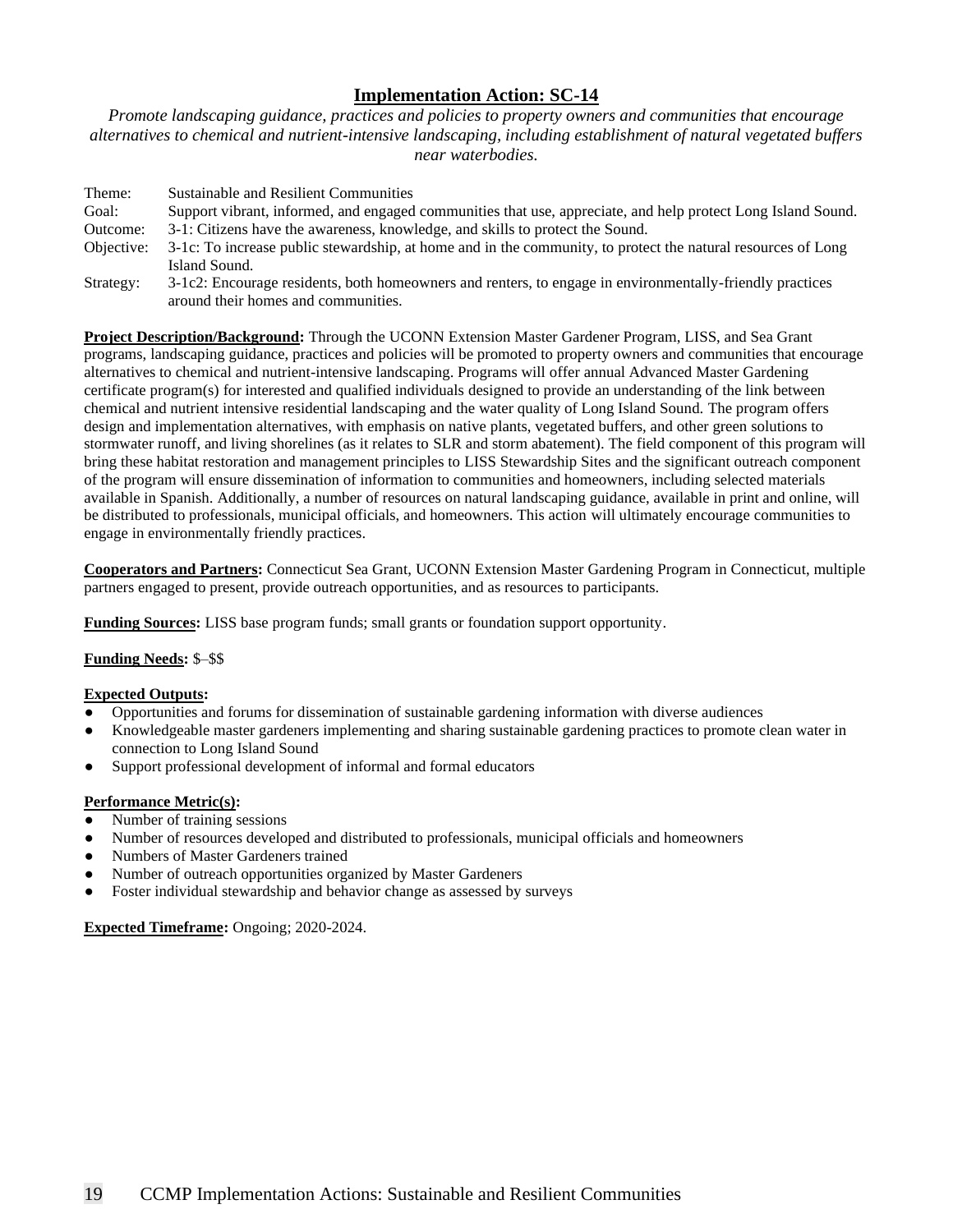## Implementation Action: SC-14

*Promote landscaping guidance, practices and policies to property owners and communities that encourage alternatives to chemical and nutrient-intensive landscaping, including establishment of natural vegetated buffers near waterbodies.*

| | |
|---|---|
| Theme: | Sustainable and Resilient Communities |
| Goal: | Support vibrant, informed, and engaged communities that use, appreciate, and help protect Long Island Sound. |
| Outcome: | 3-1: Citizens have the awareness, knowledge, and skills to protect the Sound. |
| Objective: | 3-1c: To increase public stewardship, at home and in the community, to protect the natural resources of Long Island Sound. |
| Strategy: | 3-1c2: Encourage residents, both homeowners and renters, to engage in environmentally-friendly practices around their homes and communities. |

**Project Description/Background:** Through the UCONN Extension Master Gardener Program, LISS, and Sea Grant programs, landscaping guidance, practices and policies will be promoted to property owners and communities that encourage alternatives to chemical and nutrient-intensive landscaping. Programs will offer annual Advanced Master Gardening certificate program(s) for interested and qualified individuals designed to provide an understanding of the link between chemical and nutrient intensive residential landscaping and the water quality of Long Island Sound. The program offers design and implementation alternatives, with emphasis on native plants, vegetated buffers, and other green solutions to stormwater runoff, and living shorelines (as it relates to SLR and storm abatement). The field component of this program will bring these habitat restoration and management principles to LISS Stewardship Sites and the significant outreach component of the program will ensure dissemination of information to communities and homeowners, including selected materials available in Spanish. Additionally, a number of resources on natural landscaping guidance, available in print and online, will be distributed to professionals, municipal officials, and homeowners. This action will ultimately encourage communities to engage in environmentally friendly practices.

**Cooperators and Partners:** Connecticut Sea Grant, UCONN Extension Master Gardening Program in Connecticut, multiple partners engaged to present, provide outreach opportunities, and as resources to participants.

**Funding Sources:** LISS base program funds; small grants or foundation support opportunity.

**Funding Needs:** $–$$

**Expected Outputs:**

- Opportunities and forums for dissemination of sustainable gardening information with diverse audiences
- Knowledgeable master gardeners implementing and sharing sustainable gardening practices to promote clean water in connection to Long Island Sound
- Support professional development of informal and formal educators

**Performance Metric(s):**

- Number of training sessions
- Number of resources developed and distributed to professionals, municipal officials and homeowners
- Numbers of Master Gardeners trained
- Number of outreach opportunities organized by Master Gardeners
- Foster individual stewardship and behavior change as assessed by surveys

**Expected Timeframe:** Ongoing; 2020-2024.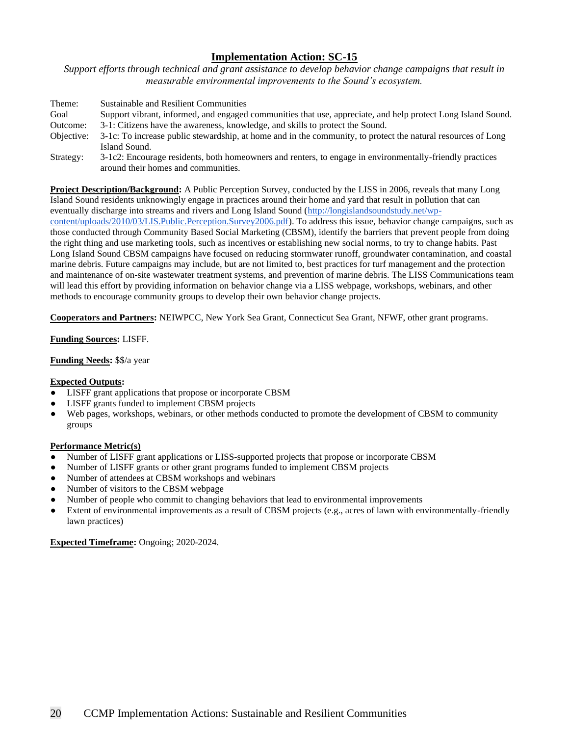## Implementation Action: SC-15

*Support efforts through technical and grant assistance to develop behavior change campaigns that result in measurable environmental improvements to the Sound's ecosystem.*

| | |
|---|---|
| Theme: | Sustainable and Resilient Communities |
| Goal | Support vibrant, informed, and engaged communities that use, appreciate, and help protect Long Island Sound. |
| Outcome: | 3-1: Citizens have the awareness, knowledge, and skills to protect the Sound. |
| Objective: | 3-1c: To increase public stewardship, at home and in the community, to protect the natural resources of Long Island Sound. |
| Strategy: | 3-1c2: Encourage residents, both homeowners and renters, to engage in environmentally-friendly practices around their homes and communities. |

**Project Description/Background:** A Public Perception Survey, conducted by the LISS in 2006, reveals that many Long Island Sound residents unknowingly engage in practices around their home and yard that result in pollution that can eventually discharge into streams and rivers and Long Island Sound (http://longislandsoundstudy.net/wp-content/uploads/2010/03/LIS.Public.Perception.Survey2006.pdf). To address this issue, behavior change campaigns, such as those conducted through Community Based Social Marketing (CBSM), identify the barriers that prevent people from doing the right thing and use marketing tools, such as incentives or establishing new social norms, to try to change habits. Past Long Island Sound CBSM campaigns have focused on reducing stormwater runoff, groundwater contamination, and coastal marine debris. Future campaigns may include, but are not limited to, best practices for turf management and the protection and maintenance of on-site wastewater treatment systems, and prevention of marine debris. The LISS Communications team will lead this effort by providing information on behavior change via a LISS webpage, workshops, webinars, and other methods to encourage community groups to develop their own behavior change projects.

**Cooperators and Partners:** NEIWPCC, New York Sea Grant, Connecticut Sea Grant, NFWF, other grant programs.

**Funding Sources:** LISFF.

**Funding Needs:** $$/a year

**Expected Outputs:**

- LISFF grant applications that propose or incorporate CBSM
- LISFF grants funded to implement CBSM projects
- Web pages, workshops, webinars, or other methods conducted to promote the development of CBSM to community groups

**Performance Metric(s)**

- Number of LISFF grant applications or LISS-supported projects that propose or incorporate CBSM
- Number of LISFF grants or other grant programs funded to implement CBSM projects
- Number of attendees at CBSM workshops and webinars
- Number of visitors to the CBSM webpage
- Number of people who commit to changing behaviors that lead to environmental improvements
- Extent of environmental improvements as a result of CBSM projects (e.g., acres of lawn with environmentally-friendly lawn practices)

**Expected Timeframe:** Ongoing; 2020-2024.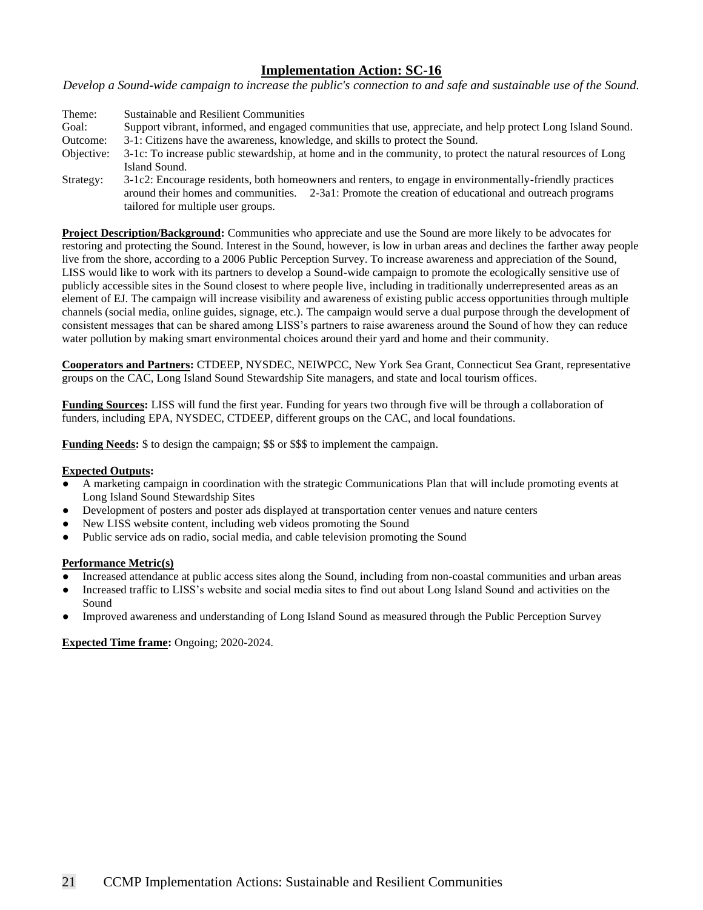## Implementation Action: SC-16

*Develop a Sound-wide campaign to increase the public's connection to and safe and sustainable use of the Sound.*

| | |
|---|---|
| Theme: | Sustainable and Resilient Communities |
| Goal: | Support vibrant, informed, and engaged communities that use, appreciate, and help protect Long Island Sound. |
| Outcome: | 3-1: Citizens have the awareness, knowledge, and skills to protect the Sound. |
| Objective: | 3-1c: To increase public stewardship, at home and in the community, to protect the natural resources of Long Island Sound. |
| Strategy: | 3-1c2: Encourage residents, both homeowners and renters, to engage in environmentally-friendly practices around their homes and communities. 2-3a1: Promote the creation of educational and outreach programs tailored for multiple user groups. |

**Project Description/Background:** Communities who appreciate and use the Sound are more likely to be advocates for restoring and protecting the Sound. Interest in the Sound, however, is low in urban areas and declines the farther away people live from the shore, according to a 2006 Public Perception Survey. To increase awareness and appreciation of the Sound, LISS would like to work with its partners to develop a Sound-wide campaign to promote the ecologically sensitive use of publicly accessible sites in the Sound closest to where people live, including in traditionally underrepresented areas as an element of EJ. The campaign will increase visibility and awareness of existing public access opportunities through multiple channels (social media, online guides, signage, etc.). The campaign would serve a dual purpose through the development of consistent messages that can be shared among LISS's partners to raise awareness around the Sound of how they can reduce water pollution by making smart environmental choices around their yard and home and their community.

**Cooperators and Partners:** CTDEEP, NYSDEC, NEIWPCC, New York Sea Grant, Connecticut Sea Grant, representative groups on the CAC, Long Island Sound Stewardship Site managers, and state and local tourism offices.

**Funding Sources:** LISS will fund the first year. Funding for years two through five will be through a collaboration of funders, including EPA, NYSDEC, CTDEEP, different groups on the CAC, and local foundations.

**Funding Needs:** $ to design the campaign; $$ or $$$ to implement the campaign.

**Expected Outputs:**

- A marketing campaign in coordination with the strategic Communications Plan that will include promoting events at Long Island Sound Stewardship Sites
- Development of posters and poster ads displayed at transportation center venues and nature centers
- New LISS website content, including web videos promoting the Sound
- Public service ads on radio, social media, and cable television promoting the Sound

**Performance Metric(s)**

- Increased attendance at public access sites along the Sound, including from non-coastal communities and urban areas
- Increased traffic to LISS's website and social media sites to find out about Long Island Sound and activities on the Sound
- Improved awareness and understanding of Long Island Sound as measured through the Public Perception Survey

**Expected Time frame:** Ongoing; 2020-2024.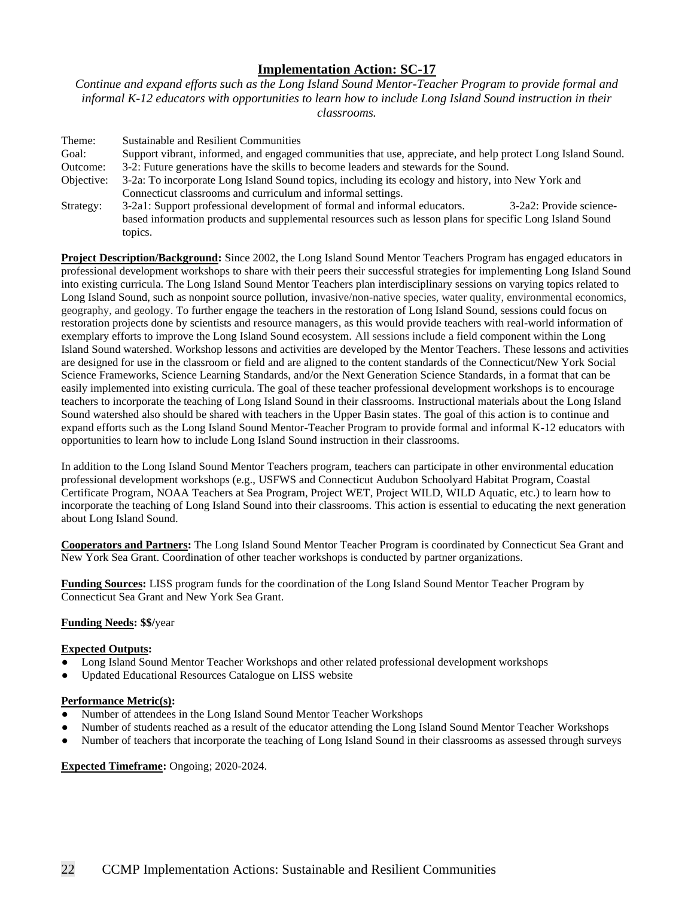## Implementation Action: SC-17

*Continue and expand efforts such as the Long Island Sound Mentor-Teacher Program to provide formal and informal K-12 educators with opportunities to learn how to include Long Island Sound instruction in their classrooms.*

| | |
|---|---|
| Theme: | Sustainable and Resilient Communities |
| Goal: | Support vibrant, informed, and engaged communities that use, appreciate, and help protect Long Island Sound. |
| Outcome: | 3-2: Future generations have the skills to become leaders and stewards for the Sound. |
| Objective: | 3-2a: To incorporate Long Island Sound topics, including its ecology and history, into New York and Connecticut classrooms and curriculum and informal settings. |
| Strategy: | 3-2a1: Support professional development of formal and informal educators. 3-2a2: Provide science-based information products and supplemental resources such as lesson plans for specific Long Island Sound topics. |

**Project Description/Background:** Since 2002, the Long Island Sound Mentor Teachers Program has engaged educators in professional development workshops to share with their peers their successful strategies for implementing Long Island Sound into existing curricula. The Long Island Sound Mentor Teachers plan interdisciplinary sessions on varying topics related to Long Island Sound, such as nonpoint source pollution, invasive/non-native species, water quality, environmental economics, geography, and geology. To further engage the teachers in the restoration of Long Island Sound, sessions could focus on restoration projects done by scientists and resource managers, as this would provide teachers with real-world information of exemplary efforts to improve the Long Island Sound ecosystem. All sessions include a field component within the Long Island Sound watershed. Workshop lessons and activities are developed by the Mentor Teachers. These lessons and activities are designed for use in the classroom or field and are aligned to the content standards of the Connecticut/New York Social Science Frameworks, Science Learning Standards, and/or the Next Generation Science Standards, in a format that can be easily implemented into existing curricula. The goal of these teacher professional development workshops is to encourage teachers to incorporate the teaching of Long Island Sound in their classrooms. Instructional materials about the Long Island Sound watershed also should be shared with teachers in the Upper Basin states. The goal of this action is to continue and expand efforts such as the Long Island Sound Mentor-Teacher Program to provide formal and informal K-12 educators with opportunities to learn how to include Long Island Sound instruction in their classrooms.

In addition to the Long Island Sound Mentor Teachers program, teachers can participate in other environmental education professional development workshops (e.g., USFWS and Connecticut Audubon Schoolyard Habitat Program, Coastal Certificate Program, NOAA Teachers at Sea Program, Project WET, Project WILD, WILD Aquatic, etc.) to learn how to incorporate the teaching of Long Island Sound into their classrooms. This action is essential to educating the next generation about Long Island Sound.

**Cooperators and Partners:** The Long Island Sound Mentor Teacher Program is coordinated by Connecticut Sea Grant and New York Sea Grant. Coordination of other teacher workshops is conducted by partner organizations.

**Funding Sources:** LISS program funds for the coordination of the Long Island Sound Mentor Teacher Program by Connecticut Sea Grant and New York Sea Grant.

**Funding Needs: $$/**year

**Expected Outputs:**

- Long Island Sound Mentor Teacher Workshops and other related professional development workshops
- Updated Educational Resources Catalogue on LISS website

**Performance Metric(s):**

- Number of attendees in the Long Island Sound Mentor Teacher Workshops
- Number of students reached as a result of the educator attending the Long Island Sound Mentor Teacher Workshops
- Number of teachers that incorporate the teaching of Long Island Sound in their classrooms as assessed through surveys

**Expected Timeframe:** Ongoing; 2020-2024.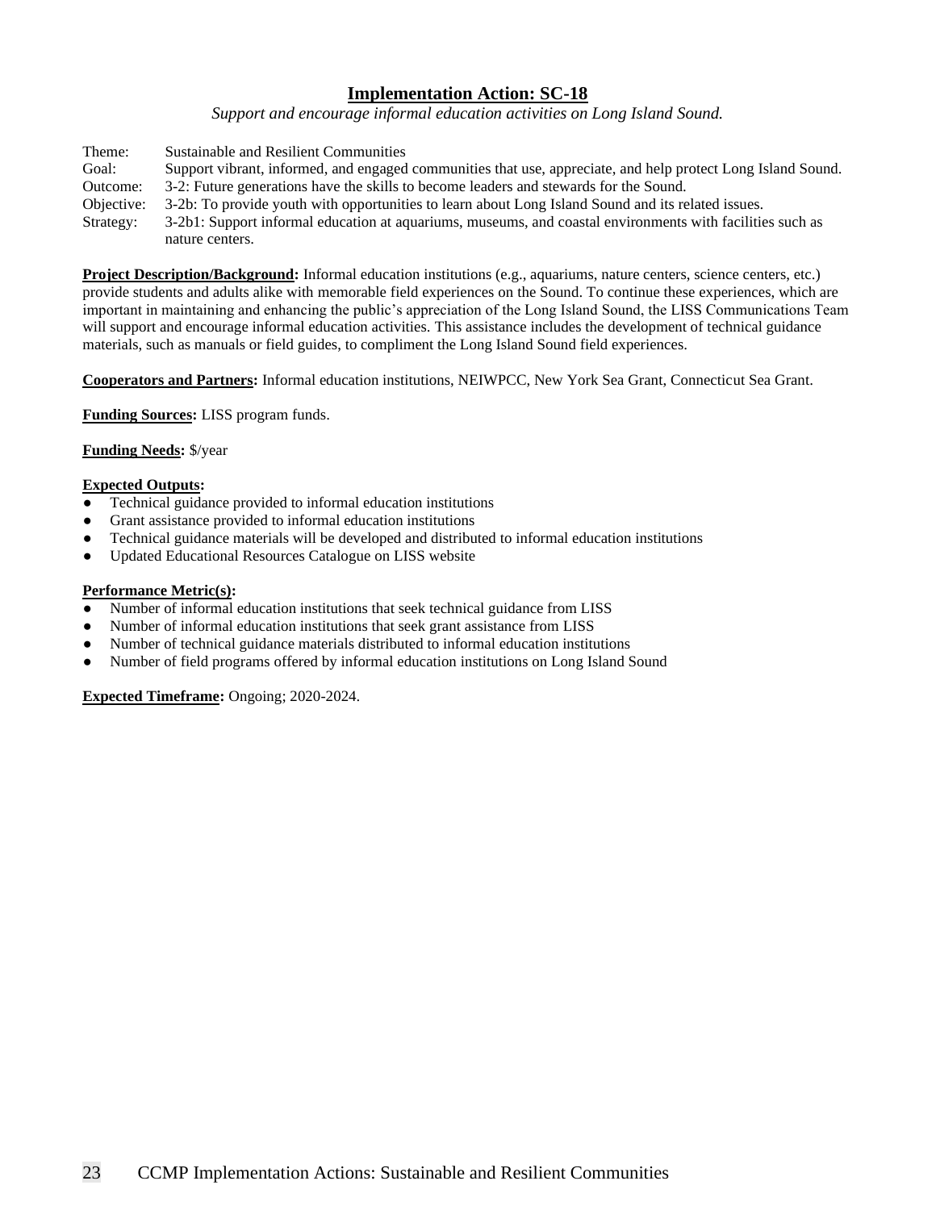## Implementation Action: SC-18

*Support and encourage informal education activities on Long Island Sound.*

| | |
|---|---|
| Theme: | Sustainable and Resilient Communities |
| Goal: | Support vibrant, informed, and engaged communities that use, appreciate, and help protect Long Island Sound. |
| Outcome: | 3-2: Future generations have the skills to become leaders and stewards for the Sound. |
| Objective: | 3-2b: To provide youth with opportunities to learn about Long Island Sound and its related issues. |
| Strategy: | 3-2b1: Support informal education at aquariums, museums, and coastal environments with facilities such as nature centers. |

**Project Description/Background:** Informal education institutions (e.g., aquariums, nature centers, science centers, etc.) provide students and adults alike with memorable field experiences on the Sound. To continue these experiences, which are important in maintaining and enhancing the public's appreciation of the Long Island Sound, the LISS Communications Team will support and encourage informal education activities. This assistance includes the development of technical guidance materials, such as manuals or field guides, to compliment the Long Island Sound field experiences.

**Cooperators and Partners:** Informal education institutions, NEIWPCC, New York Sea Grant, Connecticut Sea Grant.

**Funding Sources:** LISS program funds.

**Funding Needs:** $/year

**Expected Outputs:**

- Technical guidance provided to informal education institutions
- Grant assistance provided to informal education institutions
- Technical guidance materials will be developed and distributed to informal education institutions
- Updated Educational Resources Catalogue on LISS website

**Performance Metric(s):**

- Number of informal education institutions that seek technical guidance from LISS
- Number of informal education institutions that seek grant assistance from LISS
- Number of technical guidance materials distributed to informal education institutions
- Number of field programs offered by informal education institutions on Long Island Sound

**Expected Timeframe:** Ongoing; 2020-2024.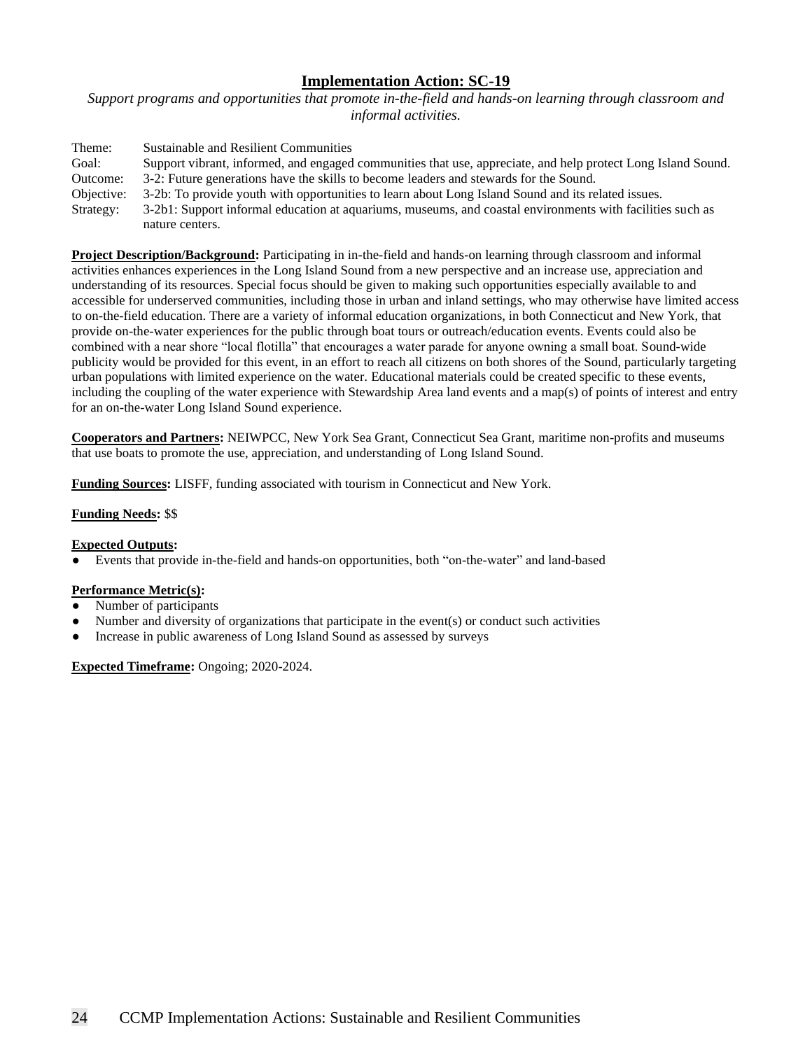## Implementation Action: SC-19

*Support programs and opportunities that promote in-the-field and hands-on learning through classroom and informal activities.*

| | |
|---|---|
| Theme: | Sustainable and Resilient Communities |
| Goal: | Support vibrant, informed, and engaged communities that use, appreciate, and help protect Long Island Sound. |
| Outcome: | 3-2: Future generations have the skills to become leaders and stewards for the Sound. |
| Objective: | 3-2b: To provide youth with opportunities to learn about Long Island Sound and its related issues. |
| Strategy: | 3-2b1: Support informal education at aquariums, museums, and coastal environments with facilities such as nature centers. |

**Project Description/Background:** Participating in in-the-field and hands-on learning through classroom and informal activities enhances experiences in the Long Island Sound from a new perspective and an increase use, appreciation and understanding of its resources. Special focus should be given to making such opportunities especially available to and accessible for underserved communities, including those in urban and inland settings, who may otherwise have limited access to on-the-field education. There are a variety of informal education organizations, in both Connecticut and New York, that provide on-the-water experiences for the public through boat tours or outreach/education events. Events could also be combined with a near shore "local flotilla" that encourages a water parade for anyone owning a small boat. Sound-wide publicity would be provided for this event, in an effort to reach all citizens on both shores of the Sound, particularly targeting urban populations with limited experience on the water. Educational materials could be created specific to these events, including the coupling of the water experience with Stewardship Area land events and a map(s) of points of interest and entry for an on-the-water Long Island Sound experience.

**Cooperators and Partners:** NEIWPCC, New York Sea Grant, Connecticut Sea Grant, maritime non-profits and museums that use boats to promote the use, appreciation, and understanding of Long Island Sound.

**Funding Sources:** LISFF, funding associated with tourism in Connecticut and New York.

**Funding Needs:** $$

**Expected Outputs:**

- Events that provide in-the-field and hands-on opportunities, both "on-the-water" and land-based

**Performance Metric(s):**

- Number of participants
- Number and diversity of organizations that participate in the event(s) or conduct such activities
- Increase in public awareness of Long Island Sound as assessed by surveys

**Expected Timeframe:** Ongoing; 2020-2024.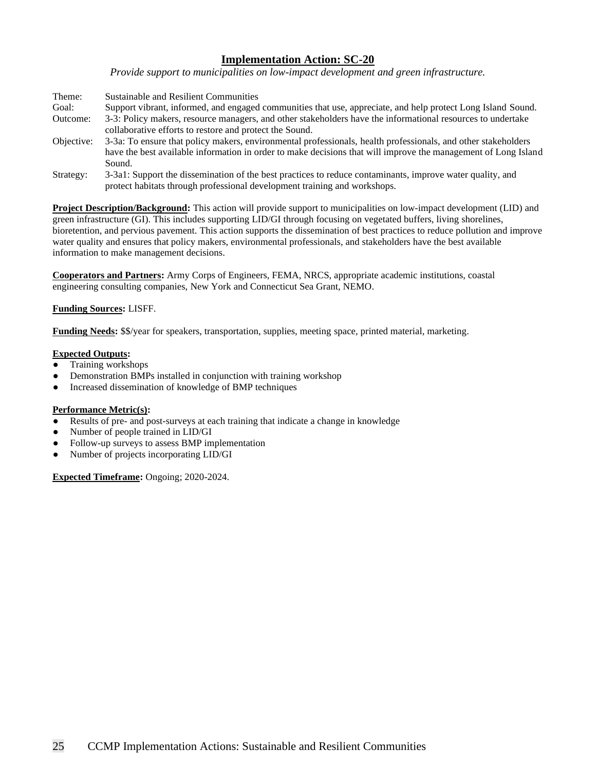## Implementation Action: SC-20

*Provide support to municipalities on low-impact development and green infrastructure.*

| | |
|---|---|
| Theme: | Sustainable and Resilient Communities |
| Goal: | Support vibrant, informed, and engaged communities that use, appreciate, and help protect Long Island Sound. |
| Outcome: | 3-3: Policy makers, resource managers, and other stakeholders have the informational resources to undertake collaborative efforts to restore and protect the Sound. |
| Objective: | 3-3a: To ensure that policy makers, environmental professionals, health professionals, and other stakeholders have the best available information in order to make decisions that will improve the management of Long Island Sound. |
| Strategy: | 3-3a1: Support the dissemination of the best practices to reduce contaminants, improve water quality, and protect habitats through professional development training and workshops. |

**Project Description/Background:** This action will provide support to municipalities on low-impact development (LID) and green infrastructure (GI). This includes supporting LID/GI through focusing on vegetated buffers, living shorelines, bioretention, and pervious pavement. This action supports the dissemination of best practices to reduce pollution and improve water quality and ensures that policy makers, environmental professionals, and stakeholders have the best available information to make management decisions.

**Cooperators and Partners:** Army Corps of Engineers, FEMA, NRCS, appropriate academic institutions, coastal engineering consulting companies, New York and Connecticut Sea Grant, NEMO.

**Funding Sources:** LISFF.

**Funding Needs:** $$/year for speakers, transportation, supplies, meeting space, printed material, marketing.

**Expected Outputs:**

- Training workshops
- Demonstration BMPs installed in conjunction with training workshop
- Increased dissemination of knowledge of BMP techniques

**Performance Metric(s):**

- Results of pre- and post-surveys at each training that indicate a change in knowledge
- Number of people trained in LID/GI
- Follow-up surveys to assess BMP implementation
- Number of projects incorporating LID/GI

**Expected Timeframe:** Ongoing; 2020-2024.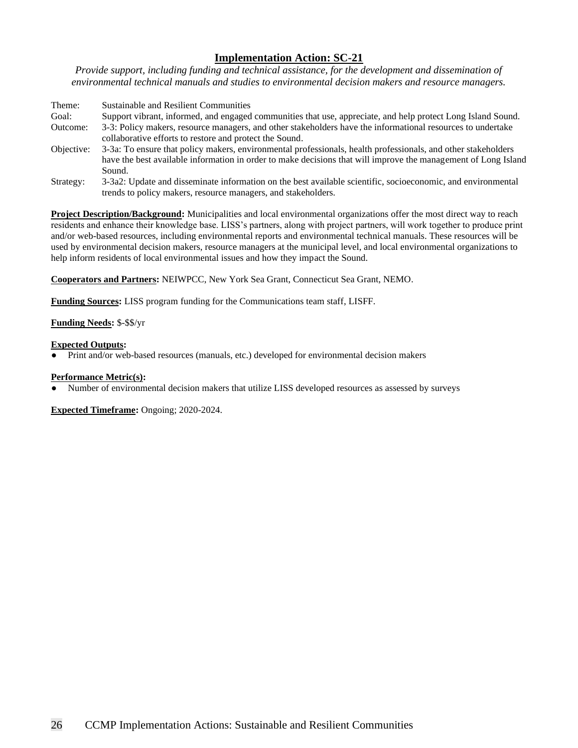## Implementation Action: SC-21

*Provide support, including funding and technical assistance, for the development and dissemination of environmental technical manuals and studies to environmental decision makers and resource managers.*

| | |
|---|---|
| Theme: | Sustainable and Resilient Communities |
| Goal: | Support vibrant, informed, and engaged communities that use, appreciate, and help protect Long Island Sound. |
| Outcome: | 3-3: Policy makers, resource managers, and other stakeholders have the informational resources to undertake collaborative efforts to restore and protect the Sound. |
| Objective: | 3-3a: To ensure that policy makers, environmental professionals, health professionals, and other stakeholders have the best available information in order to make decisions that will improve the management of Long Island Sound. |
| Strategy: | 3-3a2: Update and disseminate information on the best available scientific, socioeconomic, and environmental trends to policy makers, resource managers, and stakeholders. |

**Project Description/Background:** Municipalities and local environmental organizations offer the most direct way to reach residents and enhance their knowledge base. LISS's partners, along with project partners, will work together to produce print and/or web-based resources, including environmental reports and environmental technical manuals. These resources will be used by environmental decision makers, resource managers at the municipal level, and local environmental organizations to help inform residents of local environmental issues and how they impact the Sound.

**Cooperators and Partners:** NEIWPCC, New York Sea Grant, Connecticut Sea Grant, NEMO.

**Funding Sources:** LISS program funding for the Communications team staff, LISFF.

**Funding Needs:** $-$$/yr

**Expected Outputs:**

- Print and/or web-based resources (manuals, etc.) developed for environmental decision makers

**Performance Metric(s):**

- Number of environmental decision makers that utilize LISS developed resources as assessed by surveys

**Expected Timeframe:** Ongoing; 2020-2024.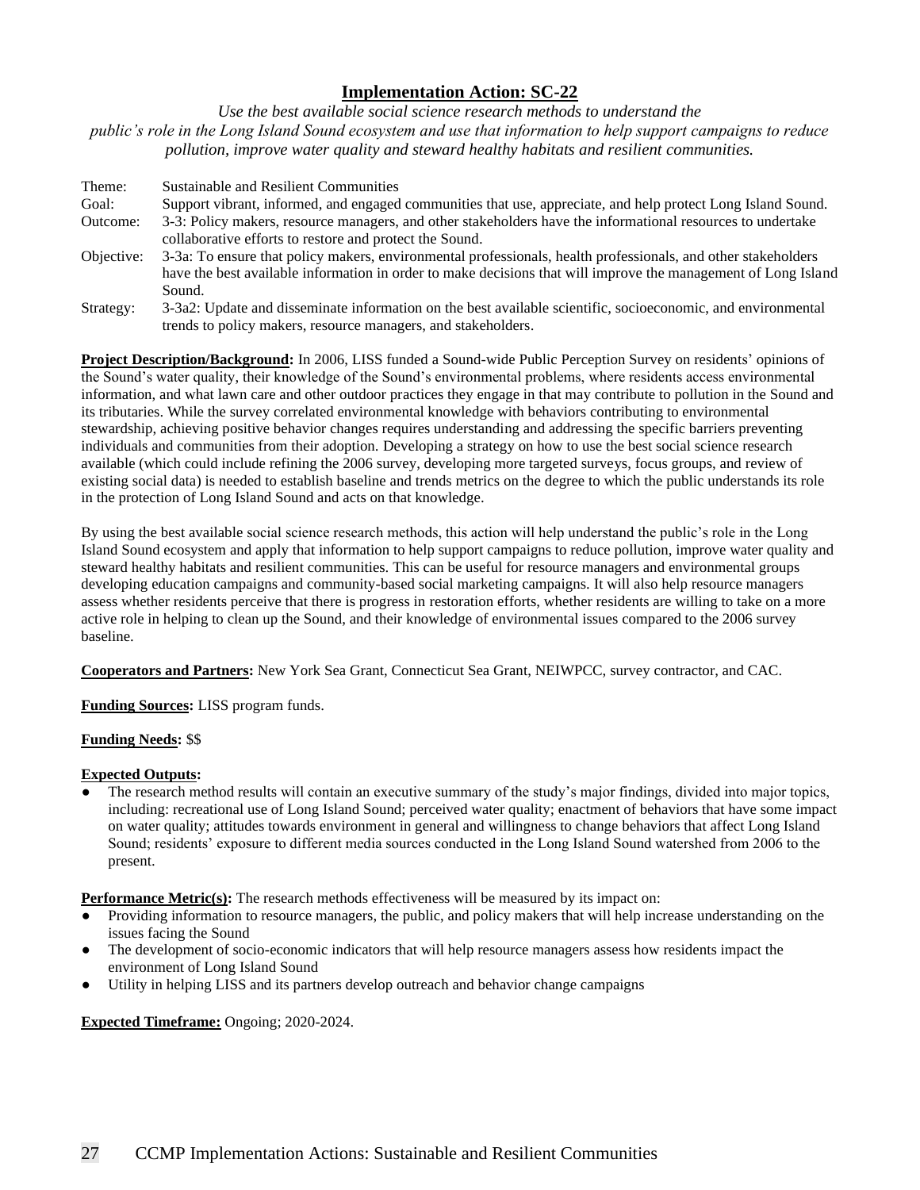## Implementation Action: SC-22

*Use the best available social science research methods to understand the public's role in the Long Island Sound ecosystem and use that information to help support campaigns to reduce pollution, improve water quality and steward healthy habitats and resilient communities.*

| | |
|---|---|
| Theme: | Sustainable and Resilient Communities |
| Goal: | Support vibrant, informed, and engaged communities that use, appreciate, and help protect Long Island Sound. |
| Outcome: | 3-3: Policy makers, resource managers, and other stakeholders have the informational resources to undertake collaborative efforts to restore and protect the Sound. |
| Objective: | 3-3a: To ensure that policy makers, environmental professionals, health professionals, and other stakeholders have the best available information in order to make decisions that will improve the management of Long Island Sound. |
| Strategy: | 3-3a2: Update and disseminate information on the best available scientific, socioeconomic, and environmental trends to policy makers, resource managers, and stakeholders. |

**Project Description/Background:** In 2006, LISS funded a Sound-wide Public Perception Survey on residents' opinions of the Sound's water quality, their knowledge of the Sound's environmental problems, where residents access environmental information, and what lawn care and other outdoor practices they engage in that may contribute to pollution in the Sound and its tributaries. While the survey correlated environmental knowledge with behaviors contributing to environmental stewardship, achieving positive behavior changes requires understanding and addressing the specific barriers preventing individuals and communities from their adoption. Developing a strategy on how to use the best social science research available (which could include refining the 2006 survey, developing more targeted surveys, focus groups, and review of existing social data) is needed to establish baseline and trends metrics on the degree to which the public understands its role in the protection of Long Island Sound and acts on that knowledge.

By using the best available social science research methods, this action will help understand the public's role in the Long Island Sound ecosystem and apply that information to help support campaigns to reduce pollution, improve water quality and steward healthy habitats and resilient communities. This can be useful for resource managers and environmental groups developing education campaigns and community-based social marketing campaigns. It will also help resource managers assess whether residents perceive that there is progress in restoration efforts, whether residents are willing to take on a more active role in helping to clean up the Sound, and their knowledge of environmental issues compared to the 2006 survey baseline.

**Cooperators and Partners:** New York Sea Grant, Connecticut Sea Grant, NEIWPCC, survey contractor, and CAC.

**Funding Sources:** LISS program funds.

**Funding Needs:** $$

**Expected Outputs:**

- The research method results will contain an executive summary of the study's major findings, divided into major topics, including: recreational use of Long Island Sound; perceived water quality; enactment of behaviors that have some impact on water quality; attitudes towards environment in general and willingness to change behaviors that affect Long Island Sound; residents' exposure to different media sources conducted in the Long Island Sound watershed from 2006 to the present.

**Performance Metric(s):** The research methods effectiveness will be measured by its impact on:

- Providing information to resource managers, the public, and policy makers that will help increase understanding on the issues facing the Sound
- The development of socio-economic indicators that will help resource managers assess how residents impact the environment of Long Island Sound
- Utility in helping LISS and its partners develop outreach and behavior change campaigns

**Expected Timeframe:** Ongoing; 2020-2024.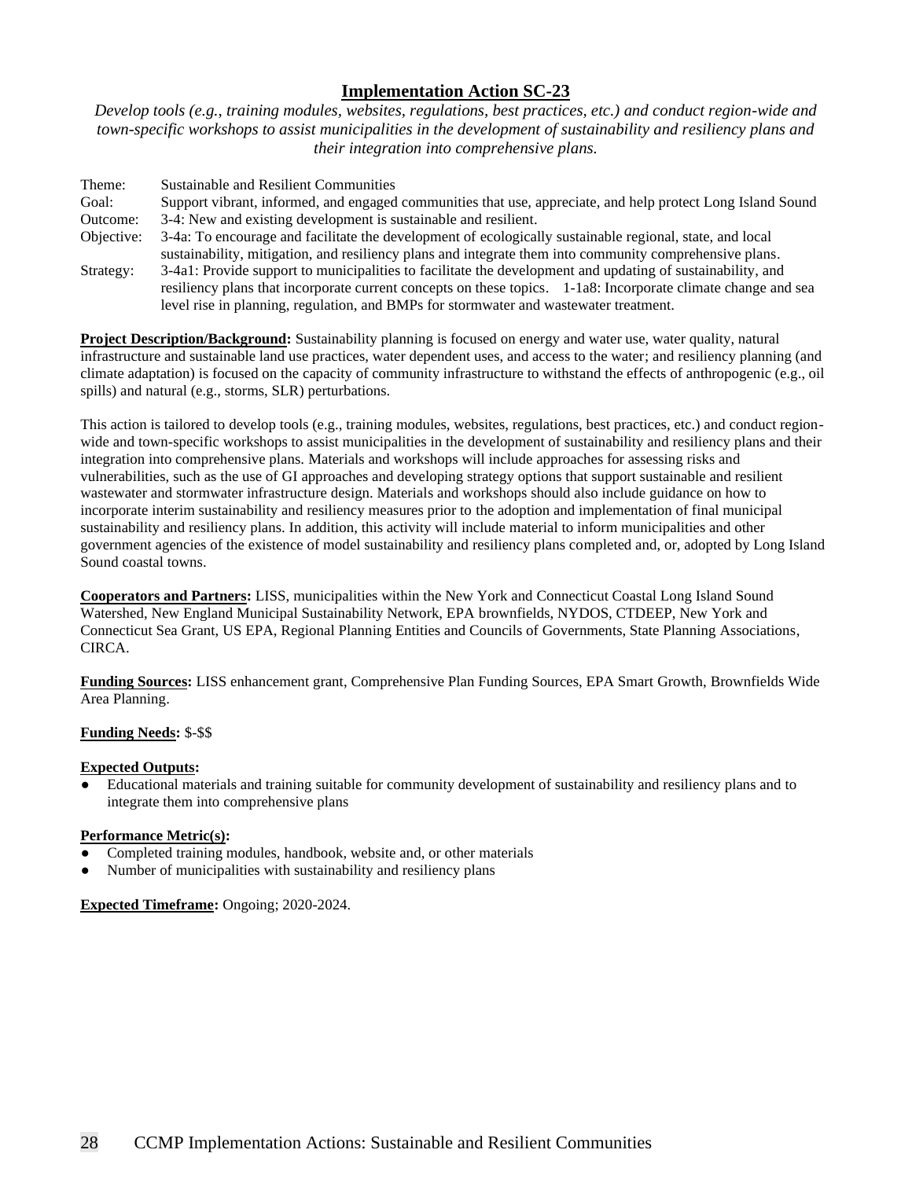## Implementation Action SC-23

*Develop tools (e.g., training modules, websites, regulations, best practices, etc.) and conduct region-wide and town-specific workshops to assist municipalities in the development of sustainability and resiliency plans and their integration into comprehensive plans.*

| | |
|---|---|
| Theme: | Sustainable and Resilient Communities |
| Goal: | Support vibrant, informed, and engaged communities that use, appreciate, and help protect Long Island Sound |
| Outcome: | 3-4: New and existing development is sustainable and resilient. |
| Objective: | 3-4a: To encourage and facilitate the development of ecologically sustainable regional, state, and local sustainability, mitigation, and resiliency plans and integrate them into community comprehensive plans. |
| Strategy: | 3-4a1: Provide support to municipalities to facilitate the development and updating of sustainability, and resiliency plans that incorporate current concepts on these topics. 1-1a8: Incorporate climate change and sea level rise in planning, regulation, and BMPs for stormwater and wastewater treatment. |

**Project Description/Background:** Sustainability planning is focused on energy and water use, water quality, natural infrastructure and sustainable land use practices, water dependent uses, and access to the water; and resiliency planning (and climate adaptation) is focused on the capacity of community infrastructure to withstand the effects of anthropogenic (e.g., oil spills) and natural (e.g., storms, SLR) perturbations.

This action is tailored to develop tools (e.g., training modules, websites, regulations, best practices, etc.) and conduct region-wide and town-specific workshops to assist municipalities in the development of sustainability and resiliency plans and their integration into comprehensive plans. Materials and workshops will include approaches for assessing risks and vulnerabilities, such as the use of GI approaches and developing strategy options that support sustainable and resilient wastewater and stormwater infrastructure design. Materials and workshops should also include guidance on how to incorporate interim sustainability and resiliency measures prior to the adoption and implementation of final municipal sustainability and resiliency plans. In addition, this activity will include material to inform municipalities and other government agencies of the existence of model sustainability and resiliency plans completed and, or, adopted by Long Island Sound coastal towns.

**Cooperators and Partners:** LISS, municipalities within the New York and Connecticut Coastal Long Island Sound Watershed, New England Municipal Sustainability Network, EPA brownfields, NYDOS, CTDEEP, New York and Connecticut Sea Grant, US EPA, Regional Planning Entities and Councils of Governments, State Planning Associations, CIRCA.

**Funding Sources:** LISS enhancement grant, Comprehensive Plan Funding Sources, EPA Smart Growth, Brownfields Wide Area Planning.

**Funding Needs:** $-$$

**Expected Outputs:**

- Educational materials and training suitable for community development of sustainability and resiliency plans and to integrate them into comprehensive plans

**Performance Metric(s):**

- Completed training modules, handbook, website and, or other materials
- Number of municipalities with sustainability and resiliency plans

**Expected Timeframe:** Ongoing; 2020-2024.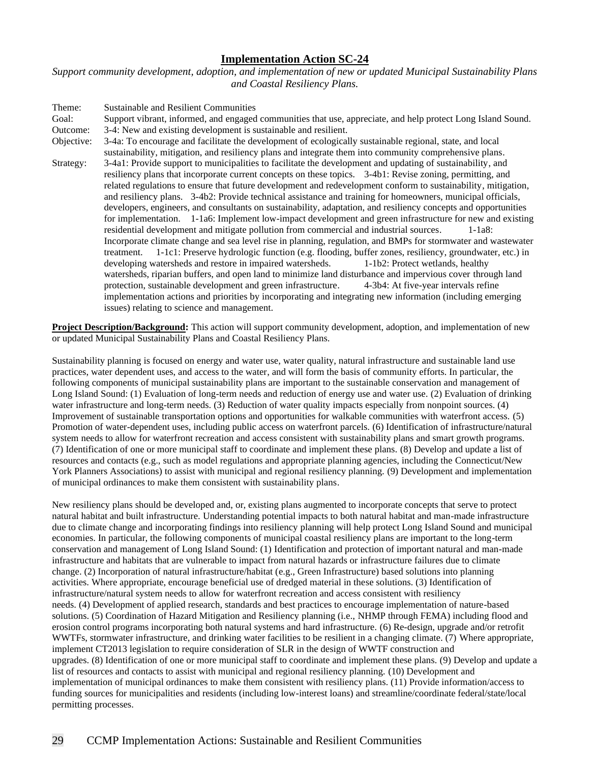## Implementation Action SC-24

*Support community development, adoption, and implementation of new or updated Municipal Sustainability Plans and Coastal Resiliency Plans.*

Theme: Sustainable and Resilient Communities

Goal: Support vibrant, informed, and engaged communities that use, appreciate, and help protect Long Island Sound.

Outcome: 3-4: New and existing development is sustainable and resilient.

Objective: 3-4a: To encourage and facilitate the development of ecologically sustainable regional, state, and local sustainability, mitigation, and resiliency plans and integrate them into community comprehensive plans.

Strategy: 3-4a1: Provide support to municipalities to facilitate the development and updating of sustainability, and resiliency plans that incorporate current concepts on these topics. 3-4b1: Revise zoning, permitting, and related regulations to ensure that future development and redevelopment conform to sustainability, mitigation, and resiliency plans. 3-4b2: Provide technical assistance and training for homeowners, municipal officials, developers, engineers, and consultants on sustainability, adaptation, and resiliency concepts and opportunities for implementation. 1-1a6: Implement low-impact development and green infrastructure for new and existing residential development and mitigate pollution from commercial and industrial sources. 1-1a8: Incorporate climate change and sea level rise in planning, regulation, and BMPs for stormwater and wastewater treatment. 1-1c1: Preserve hydrologic function (e.g. flooding, buffer zones, resiliency, groundwater, etc.) in developing watersheds and restore in impaired watersheds. 1-1b2: Protect wetlands, healthy watersheds, riparian buffers, and open land to minimize land disturbance and impervious cover through land protection, sustainable development and green infrastructure. 4-3b4: At five-year intervals refine implementation actions and priorities by incorporating and integrating new information (including emerging issues) relating to science and management.

**Project Description/Background:** This action will support community development, adoption, and implementation of new or updated Municipal Sustainability Plans and Coastal Resiliency Plans.

Sustainability planning is focused on energy and water use, water quality, natural infrastructure and sustainable land use practices, water dependent uses, and access to the water, and will form the basis of community efforts. In particular, the following components of municipal sustainability plans are important to the sustainable conservation and management of Long Island Sound: (1) Evaluation of long-term needs and reduction of energy use and water use. (2) Evaluation of drinking water infrastructure and long-term needs. (3) Reduction of water quality impacts especially from nonpoint sources. (4) Improvement of sustainable transportation options and opportunities for walkable communities with waterfront access. (5) Promotion of water-dependent uses, including public access on waterfront parcels. (6) Identification of infrastructure/natural system needs to allow for waterfront recreation and access consistent with sustainability plans and smart growth programs. (7) Identification of one or more municipal staff to coordinate and implement these plans. (8) Develop and update a list of resources and contacts (e.g., such as model regulations and appropriate planning agencies, including the Connecticut/New York Planners Associations) to assist with municipal and regional resiliency planning. (9) Development and implementation of municipal ordinances to make them consistent with sustainability plans.

New resiliency plans should be developed and, or, existing plans augmented to incorporate concepts that serve to protect natural habitat and built infrastructure. Understanding potential impacts to both natural habitat and man-made infrastructure due to climate change and incorporating findings into resiliency planning will help protect Long Island Sound and municipal economies. In particular, the following components of municipal coastal resiliency plans are important to the long-term conservation and management of Long Island Sound: (1) Identification and protection of important natural and man-made infrastructure and habitats that are vulnerable to impact from natural hazards or infrastructure failures due to climate change. (2) Incorporation of natural infrastructure/habitat (e.g., Green Infrastructure) based solutions into planning activities. Where appropriate, encourage beneficial use of dredged material in these solutions. (3) Identification of infrastructure/natural system needs to allow for waterfront recreation and access consistent with resiliency needs. (4) Development of applied research, standards and best practices to encourage implementation of nature-based solutions. (5) Coordination of Hazard Mitigation and Resiliency planning (i.e., NHMP through FEMA) including flood and erosion control programs incorporating both natural systems and hard infrastructure. (6) Re-design, upgrade and/or retrofit WWTFs, stormwater infrastructure, and drinking water facilities to be resilient in a changing climate. (7) Where appropriate, implement CT2013 legislation to require consideration of SLR in the design of WWTF construction and upgrades. (8) Identification of one or more municipal staff to coordinate and implement these plans. (9) Develop and update a list of resources and contacts to assist with municipal and regional resiliency planning. (10) Development and implementation of municipal ordinances to make them consistent with resiliency plans. (11) Provide information/access to funding sources for municipalities and residents (including low-interest loans) and streamline/coordinate federal/state/local permitting processes.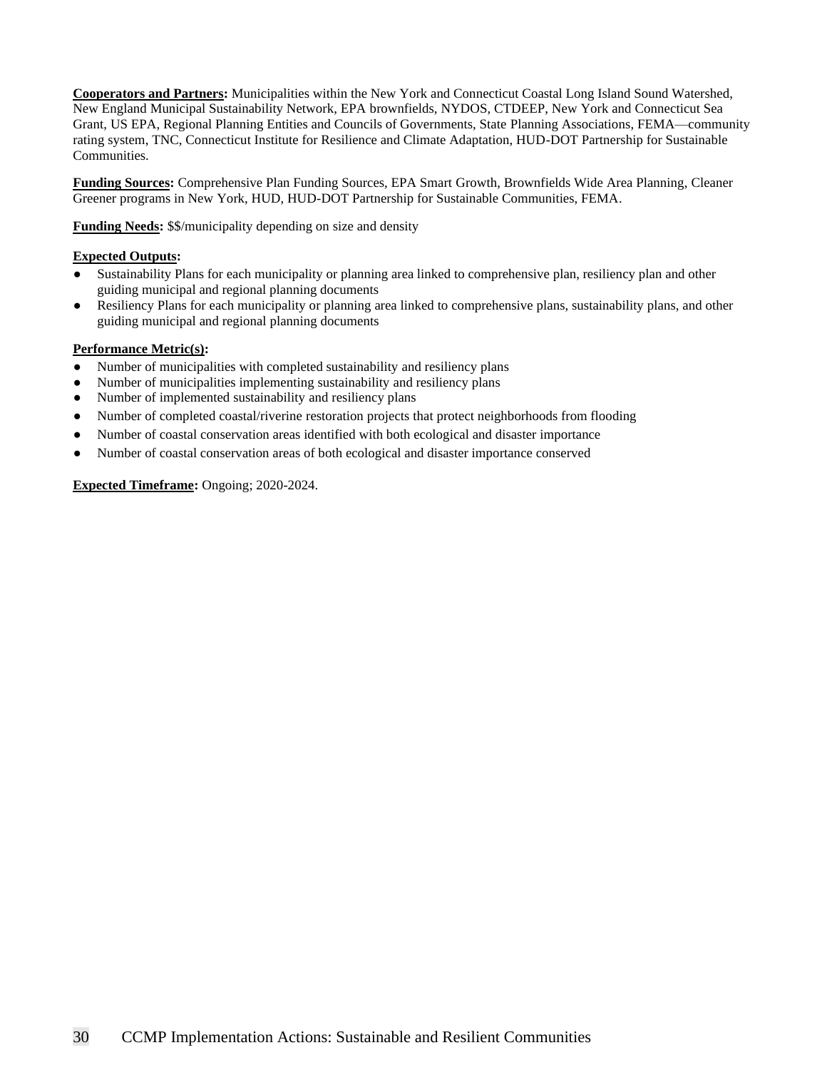**Cooperators and Partners:** Municipalities within the New York and Connecticut Coastal Long Island Sound Watershed, New England Municipal Sustainability Network, EPA brownfields, NYDOS, CTDEEP, New York and Connecticut Sea Grant, US EPA, Regional Planning Entities and Councils of Governments, State Planning Associations, FEMA—community rating system, TNC, Connecticut Institute for Resilience and Climate Adaptation, HUD-DOT Partnership for Sustainable Communities.

**Funding Sources:** Comprehensive Plan Funding Sources, EPA Smart Growth, Brownfields Wide Area Planning, Cleaner Greener programs in New York, HUD, HUD-DOT Partnership for Sustainable Communities, FEMA.

**Funding Needs:** $$/municipality depending on size and density

**Expected Outputs:**

- Sustainability Plans for each municipality or planning area linked to comprehensive plan, resiliency plan and other guiding municipal and regional planning documents
- Resiliency Plans for each municipality or planning area linked to comprehensive plans, sustainability plans, and other guiding municipal and regional planning documents

**Performance Metric(s):**

- Number of municipalities with completed sustainability and resiliency plans
- Number of municipalities implementing sustainability and resiliency plans
- Number of implemented sustainability and resiliency plans
- Number of completed coastal/riverine restoration projects that protect neighborhoods from flooding
- Number of coastal conservation areas identified with both ecological and disaster importance
- Number of coastal conservation areas of both ecological and disaster importance conserved

**Expected Timeframe:** Ongoing; 2020-2024.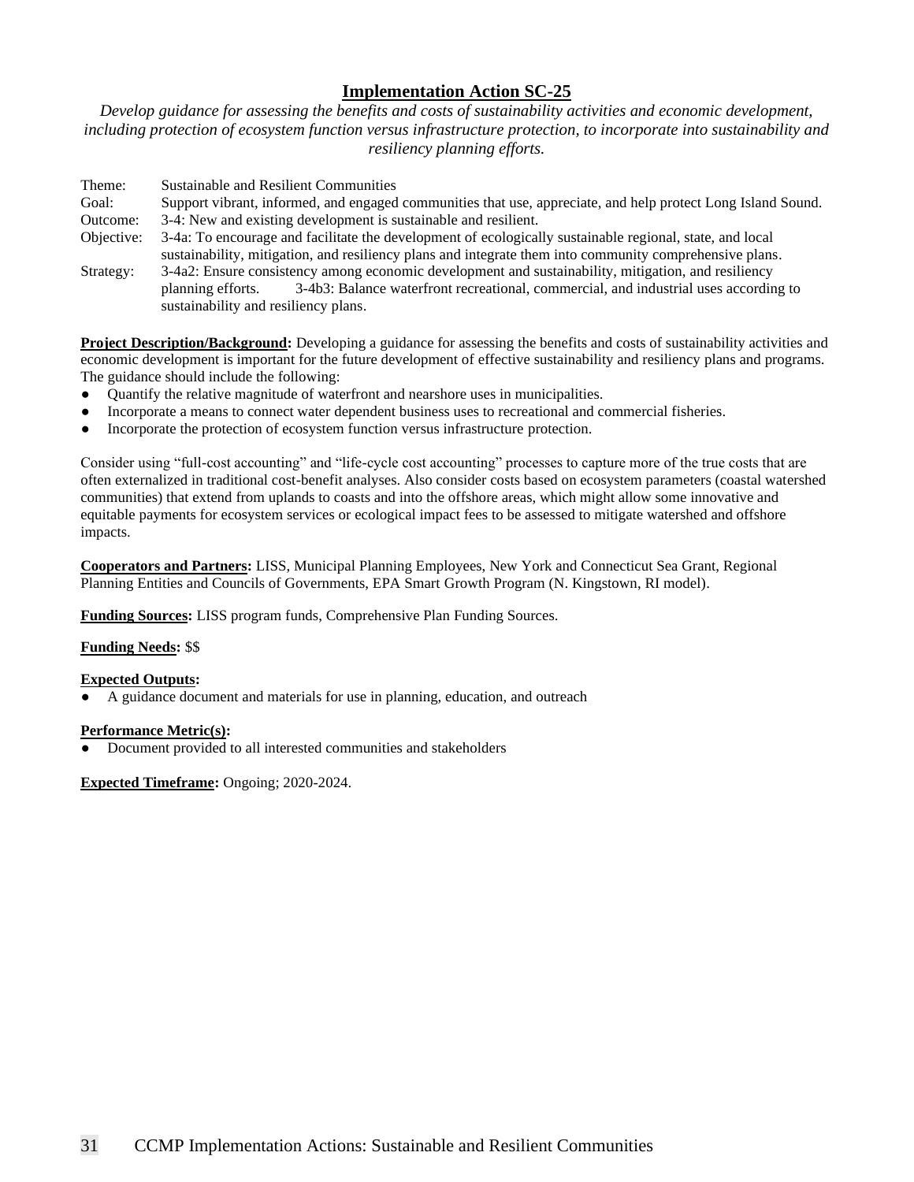# Implementation Action SC-25

*Develop guidance for assessing the benefits and costs of sustainability activities and economic development, including protection of ecosystem function versus infrastructure protection, to incorporate into sustainability and resiliency planning efforts.*

Theme: Sustainable and Resilient Communities
Goal: Support vibrant, informed, and engaged communities that use, appreciate, and help protect Long Island Sound.
Outcome: 3-4: New and existing development is sustainable and resilient.
Objective: 3-4a: To encourage and facilitate the development of ecologically sustainable regional, state, and local sustainability, mitigation, and resiliency plans and integrate them into community comprehensive plans.
Strategy: 3-4a2: Ensure consistency among economic development and sustainability, mitigation, and resiliency planning efforts. 3-4b3: Balance waterfront recreational, commercial, and industrial uses according to sustainability and resiliency plans.

**Project Description/Background:** Developing a guidance for assessing the benefits and costs of sustainability activities and economic development is important for the future development of effective sustainability and resiliency plans and programs. The guidance should include the following:

- Quantify the relative magnitude of waterfront and nearshore uses in municipalities.
- Incorporate a means to connect water dependent business uses to recreational and commercial fisheries.
- Incorporate the protection of ecosystem function versus infrastructure protection.

Consider using "full-cost accounting" and "life-cycle cost accounting" processes to capture more of the true costs that are often externalized in traditional cost-benefit analyses. Also consider costs based on ecosystem parameters (coastal watershed communities) that extend from uplands to coasts and into the offshore areas, which might allow some innovative and equitable payments for ecosystem services or ecological impact fees to be assessed to mitigate watershed and offshore impacts.

**Cooperators and Partners:** LISS, Municipal Planning Employees, New York and Connecticut Sea Grant, Regional Planning Entities and Councils of Governments, EPA Smart Growth Program (N. Kingstown, RI model).

**Funding Sources:** LISS program funds, Comprehensive Plan Funding Sources.

**Funding Needs:** $$

**Expected Outputs:**

- A guidance document and materials for use in planning, education, and outreach

**Performance Metric(s):**

- Document provided to all interested communities and stakeholders

**Expected Timeframe:** Ongoing; 2020-2024.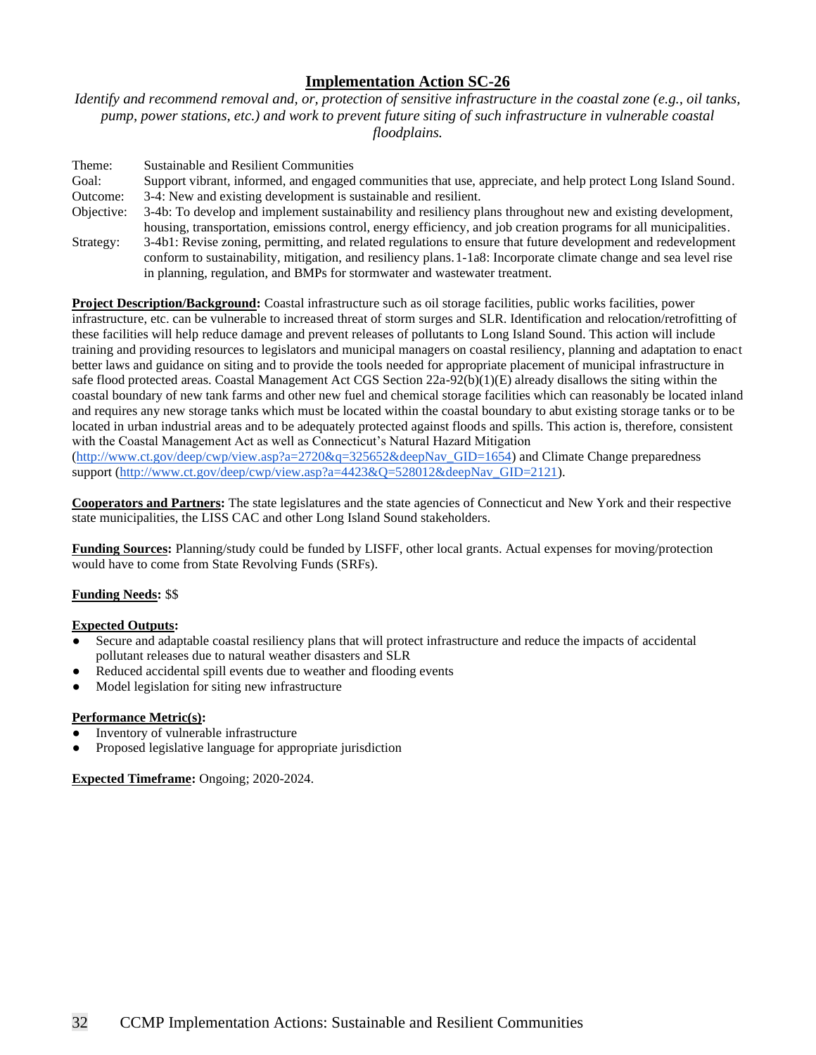## Implementation Action SC-26

*Identify and recommend removal and, or, protection of sensitive infrastructure in the coastal zone (e.g., oil tanks, pump, power stations, etc.) and work to prevent future siting of such infrastructure in vulnerable coastal floodplains.*

Theme: Sustainable and Resilient Communities
Goal: Support vibrant, informed, and engaged communities that use, appreciate, and help protect Long Island Sound.
Outcome: 3-4: New and existing development is sustainable and resilient.
Objective: 3-4b: To develop and implement sustainability and resiliency plans throughout new and existing development, housing, transportation, emissions control, energy efficiency, and job creation programs for all municipalities.
Strategy: 3-4b1: Revise zoning, permitting, and related regulations to ensure that future development and redevelopment conform to sustainability, mitigation, and resiliency plans. 1-1a8: Incorporate climate change and sea level rise in planning, regulation, and BMPs for stormwater and wastewater treatment.

**Project Description/Background:** Coastal infrastructure such as oil storage facilities, public works facilities, power infrastructure, etc. can be vulnerable to increased threat of storm surges and SLR. Identification and relocation/retrofitting of these facilities will help reduce damage and prevent releases of pollutants to Long Island Sound. This action will include training and providing resources to legislators and municipal managers on coastal resiliency, planning and adaptation to enact better laws and guidance on siting and to provide the tools needed for appropriate placement of municipal infrastructure in safe flood protected areas. Coastal Management Act CGS Section 22a-92(b)(1)(E) already disallows the siting within the coastal boundary of new tank farms and other new fuel and chemical storage facilities which can reasonably be located inland and requires any new storage tanks which must be located within the coastal boundary to abut existing storage tanks or to be located in urban industrial areas and to be adequately protected against floods and spills. This action is, therefore, consistent with the Coastal Management Act as well as Connecticut's Natural Hazard Mitigation (http://www.ct.gov/deep/cwp/view.asp?a=2720&q=325652&deepNav_GID=1654) and Climate Change preparedness support (http://www.ct.gov/deep/cwp/view.asp?a=4423&Q=528012&deepNav_GID=2121).

**Cooperators and Partners:** The state legislatures and the state agencies of Connecticut and New York and their respective state municipalities, the LISS CAC and other Long Island Sound stakeholders.

**Funding Sources:** Planning/study could be funded by LISFF, other local grants. Actual expenses for moving/protection would have to come from State Revolving Funds (SRFs).

**Funding Needs:** $$

**Expected Outputs:**

- Secure and adaptable coastal resiliency plans that will protect infrastructure and reduce the impacts of accidental pollutant releases due to natural weather disasters and SLR
- Reduced accidental spill events due to weather and flooding events
- Model legislation for siting new infrastructure

**Performance Metric(s):**

- Inventory of vulnerable infrastructure
- Proposed legislative language for appropriate jurisdiction

**Expected Timeframe:** Ongoing; 2020-2024.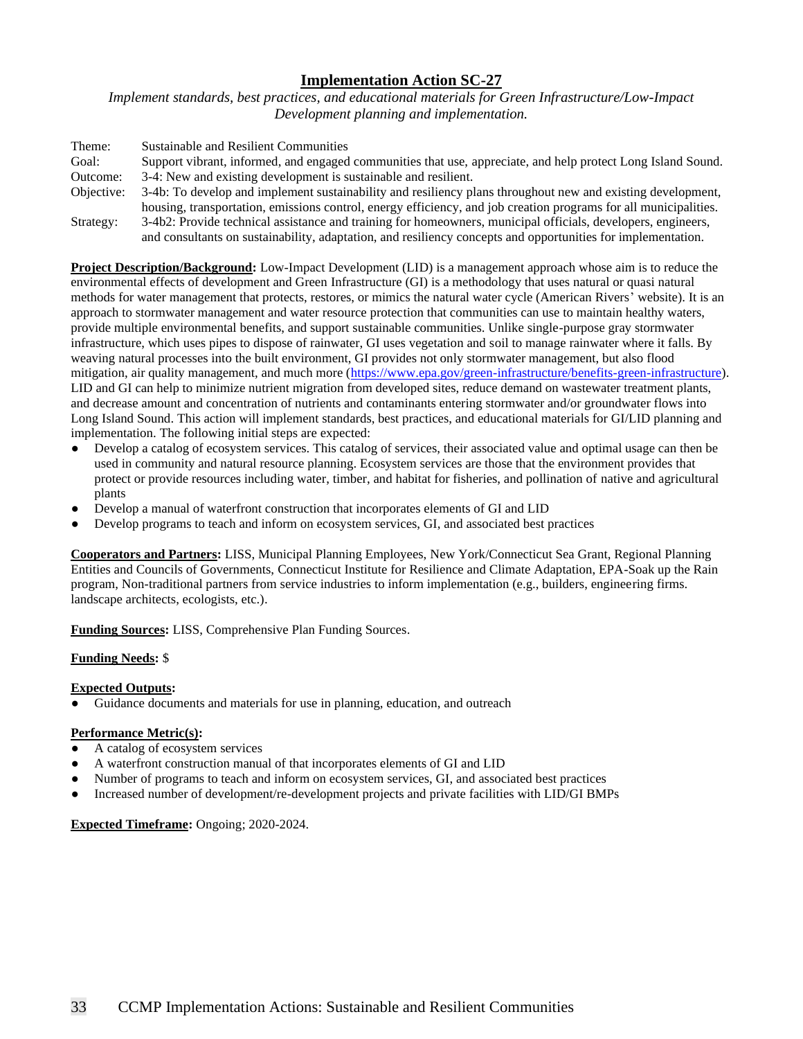## Implementation Action SC-27

*Implement standards, best practices, and educational materials for Green Infrastructure/Low-Impact Development planning and implementation.*

Theme: Sustainable and Resilient Communities
Goal: Support vibrant, informed, and engaged communities that use, appreciate, and help protect Long Island Sound.
Outcome: 3-4: New and existing development is sustainable and resilient.
Objective: 3-4b: To develop and implement sustainability and resiliency plans throughout new and existing development, housing, transportation, emissions control, energy efficiency, and job creation programs for all municipalities.
Strategy: 3-4b2: Provide technical assistance and training for homeowners, municipal officials, developers, engineers, and consultants on sustainability, adaptation, and resiliency concepts and opportunities for implementation.

**Project Description/Background:** Low-Impact Development (LID) is a management approach whose aim is to reduce the environmental effects of development and Green Infrastructure (GI) is a methodology that uses natural or quasi natural methods for water management that protects, restores, or mimics the natural water cycle (American Rivers' website). It is an approach to stormwater management and water resource protection that communities can use to maintain healthy waters, provide multiple environmental benefits, and support sustainable communities. Unlike single-purpose gray stormwater infrastructure, which uses pipes to dispose of rainwater, GI uses vegetation and soil to manage rainwater where it falls. By weaving natural processes into the built environment, GI provides not only stormwater management, but also flood mitigation, air quality management, and much more (https://www.epa.gov/green-infrastructure/benefits-green-infrastructure). LID and GI can help to minimize nutrient migration from developed sites, reduce demand on wastewater treatment plants, and decrease amount and concentration of nutrients and contaminants entering stormwater and/or groundwater flows into Long Island Sound. This action will implement standards, best practices, and educational materials for GI/LID planning and implementation. The following initial steps are expected:

- Develop a catalog of ecosystem services. This catalog of services, their associated value and optimal usage can then be used in community and natural resource planning. Ecosystem services are those that the environment provides that protect or provide resources including water, timber, and habitat for fisheries, and pollination of native and agricultural plants
- Develop a manual of waterfront construction that incorporates elements of GI and LID
- Develop programs to teach and inform on ecosystem services, GI, and associated best practices

**Cooperators and Partners:** LISS, Municipal Planning Employees, New York/Connecticut Sea Grant, Regional Planning Entities and Councils of Governments, Connecticut Institute for Resilience and Climate Adaptation, EPA-Soak up the Rain program, Non-traditional partners from service industries to inform implementation (e.g., builders, engineering firms. landscape architects, ecologists, etc.).

**Funding Sources:** LISS, Comprehensive Plan Funding Sources.

**Funding Needs:** $

**Expected Outputs:**

- Guidance documents and materials for use in planning, education, and outreach

**Performance Metric(s):**

- A catalog of ecosystem services
- A waterfront construction manual of that incorporates elements of GI and LID
- Number of programs to teach and inform on ecosystem services, GI, and associated best practices
- Increased number of development/re-development projects and private facilities with LID/GI BMPs

**Expected Timeframe:** Ongoing; 2020-2024.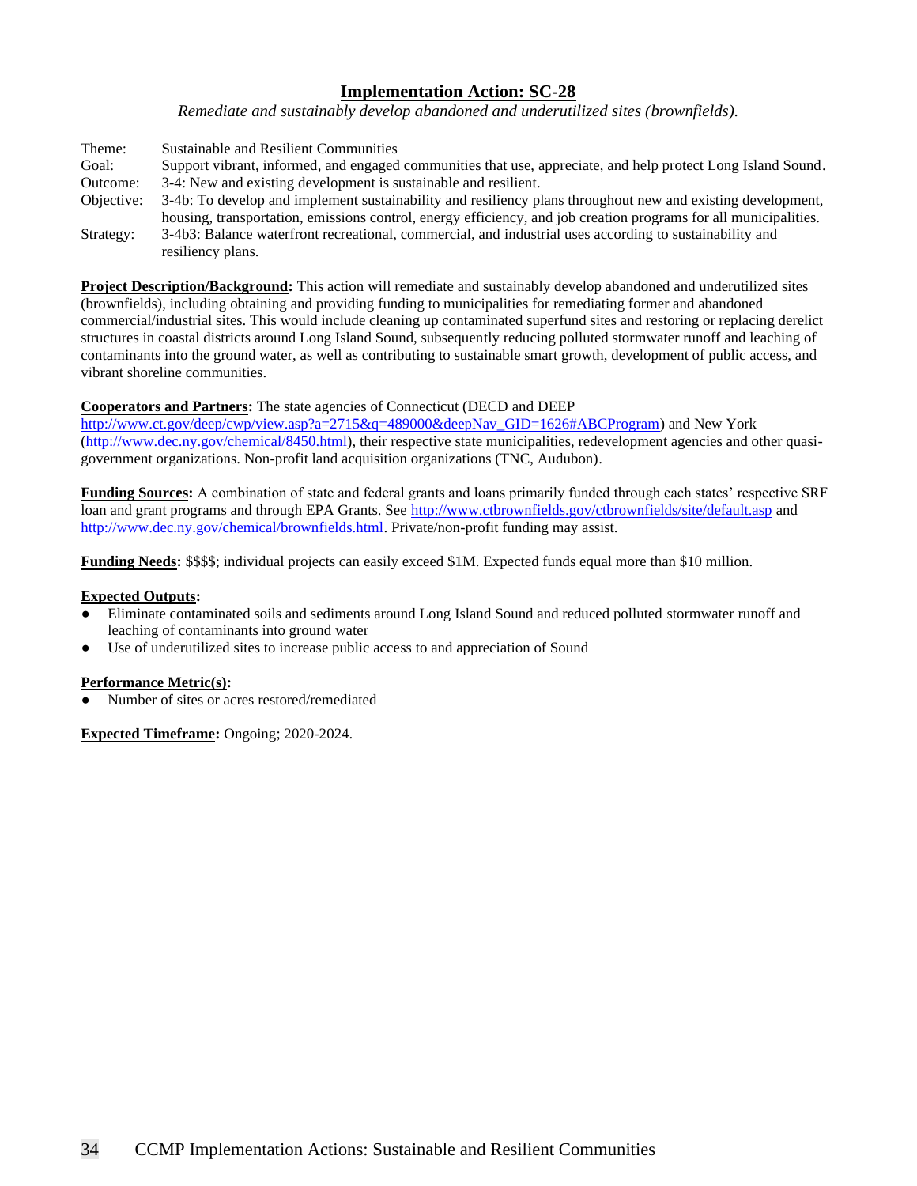## Implementation Action: SC-28

*Remediate and sustainably develop abandoned and underutilized sites (brownfields).*

Theme: Sustainable and Resilient Communities
Goal: Support vibrant, informed, and engaged communities that use, appreciate, and help protect Long Island Sound.
Outcome: 3-4: New and existing development is sustainable and resilient.
Objective: 3-4b: To develop and implement sustainability and resiliency plans throughout new and existing development, housing, transportation, emissions control, energy efficiency, and job creation programs for all municipalities.
Strategy: 3-4b3: Balance waterfront recreational, commercial, and industrial uses according to sustainability and resiliency plans.

**Project Description/Background:** This action will remediate and sustainably develop abandoned and underutilized sites (brownfields), including obtaining and providing funding to municipalities for remediating former and abandoned commercial/industrial sites. This would include cleaning up contaminated superfund sites and restoring or replacing derelict structures in coastal districts around Long Island Sound, subsequently reducing polluted stormwater runoff and leaching of contaminants into the ground water, as well as contributing to sustainable smart growth, development of public access, and vibrant shoreline communities.

**Cooperators and Partners:** The state agencies of Connecticut (DECD and DEEP http://www.ct.gov/deep/cwp/view.asp?a=2715&q=489000&deepNav_GID=1626#ABCProgram) and New York (http://www.dec.ny.gov/chemical/8450.html), their respective state municipalities, redevelopment agencies and other quasi-government organizations. Non-profit land acquisition organizations (TNC, Audubon).

**Funding Sources:** A combination of state and federal grants and loans primarily funded through each states' respective SRF loan and grant programs and through EPA Grants. See http://www.ctbrownfields.gov/ctbrownfields/site/default.asp and http://www.dec.ny.gov/chemical/brownfields.html. Private/non-profit funding may assist.

**Funding Needs:** $$$$; individual projects can easily exceed $1M. Expected funds equal more than $10 million.

**Expected Outputs:**

- Eliminate contaminated soils and sediments around Long Island Sound and reduced polluted stormwater runoff and leaching of contaminants into ground water
- Use of underutilized sites to increase public access to and appreciation of Sound

**Performance Metric(s):**

- Number of sites or acres restored/remediated

**Expected Timeframe:** Ongoing; 2020-2024.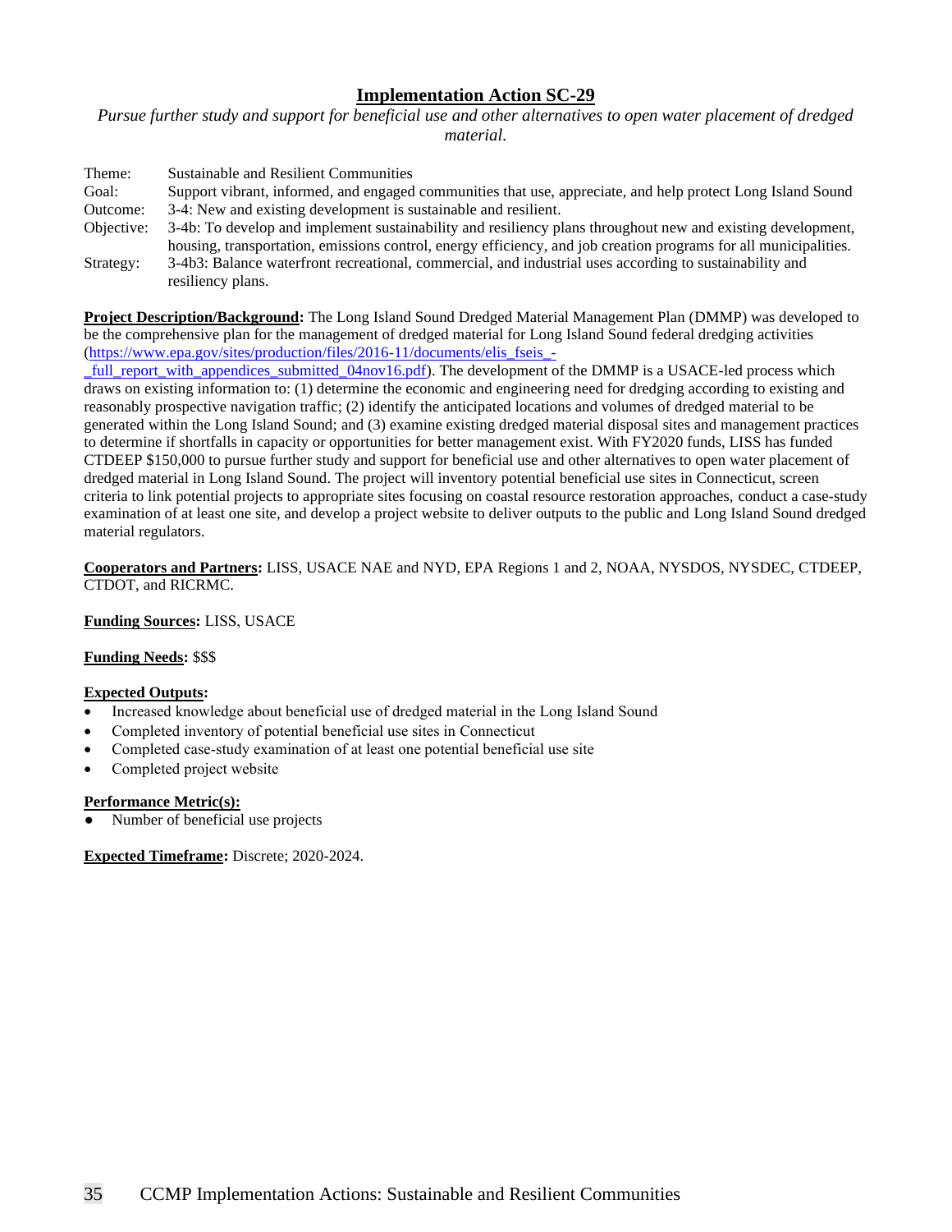## Implementation Action SC-29

*Pursue further study and support for beneficial use and other alternatives to open water placement of dredged material.*

Theme: Sustainable and Resilient Communities
Goal: Support vibrant, informed, and engaged communities that use, appreciate, and help protect Long Island Sound
Outcome: 3-4: New and existing development is sustainable and resilient.
Objective: 3-4b: To develop and implement sustainability and resiliency plans throughout new and existing development, housing, transportation, emissions control, energy efficiency, and job creation programs for all municipalities.
Strategy: 3-4b3: Balance waterfront recreational, commercial, and industrial uses according to sustainability and resiliency plans.

**Project Description/Background:** The Long Island Sound Dredged Material Management Plan (DMMP) was developed to be the comprehensive plan for the management of dredged material for Long Island Sound federal dredging activities (https://www.epa.gov/sites/production/files/2016-11/documents/elis_fseis_-_full_report_with_appendices_submitted_04nov16.pdf). The development of the DMMP is a USACE-led process which draws on existing information to: (1) determine the economic and engineering need for dredging according to existing and reasonably prospective navigation traffic; (2) identify the anticipated locations and volumes of dredged material to be generated within the Long Island Sound; and (3) examine existing dredged material disposal sites and management practices to determine if shortfalls in capacity or opportunities for better management exist. With FY2020 funds, LISS has funded CTDEEP $150,000 to pursue further study and support for beneficial use and other alternatives to open water placement of dredged material in Long Island Sound. The project will inventory potential beneficial use sites in Connecticut, screen criteria to link potential projects to appropriate sites focusing on coastal resource restoration approaches, conduct a case-study examination of at least one site, and develop a project website to deliver outputs to the public and Long Island Sound dredged material regulators.

**Cooperators and Partners:** LISS, USACE NAE and NYD, EPA Regions 1 and 2, NOAA, NYSDOS, NYSDEC, CTDEEP, CTDOT, and RICRMC.

**Funding Sources:** LISS, USACE

**Funding Needs:** $$$

**Expected Outputs:**

- Increased knowledge about beneficial use of dredged material in the Long Island Sound
- Completed inventory of potential beneficial use sites in Connecticut
- Completed case-study examination of at least one potential beneficial use site
- Completed project website

**Performance Metric(s):**

- Number of beneficial use projects

**Expected Timeframe:** Discrete; 2020-2024.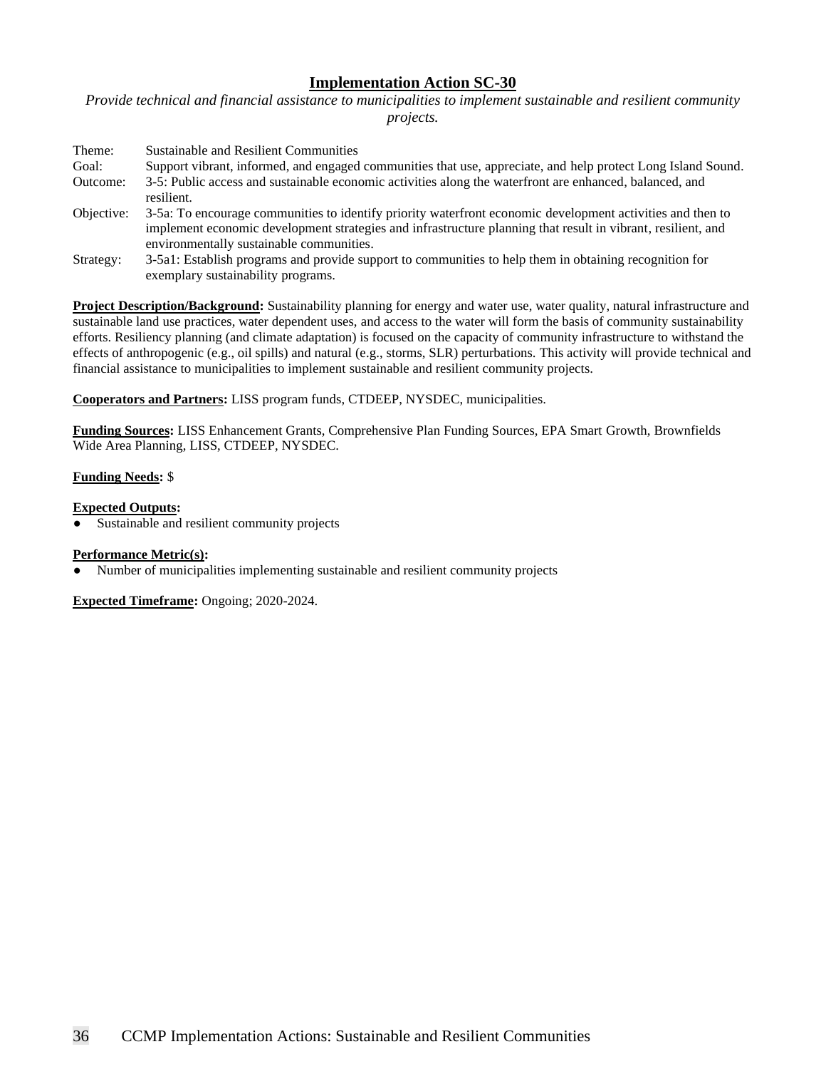## Implementation Action SC-30

*Provide technical and financial assistance to municipalities to implement sustainable and resilient community projects.*

| | |
|---|---|
| Theme: | Sustainable and Resilient Communities |
| Goal: | Support vibrant, informed, and engaged communities that use, appreciate, and help protect Long Island Sound. |
| Outcome: | 3-5: Public access and sustainable economic activities along the waterfront are enhanced, balanced, and resilient. |
| Objective: | 3-5a: To encourage communities to identify priority waterfront economic development activities and then to implement economic development strategies and infrastructure planning that result in vibrant, resilient, and environmentally sustainable communities. |
| Strategy: | 3-5a1: Establish programs and provide support to communities to help them in obtaining recognition for exemplary sustainability programs. |

**Project Description/Background:** Sustainability planning for energy and water use, water quality, natural infrastructure and sustainable land use practices, water dependent uses, and access to the water will form the basis of community sustainability efforts. Resiliency planning (and climate adaptation) is focused on the capacity of community infrastructure to withstand the effects of anthropogenic (e.g., oil spills) and natural (e.g., storms, SLR) perturbations. This activity will provide technical and financial assistance to municipalities to implement sustainable and resilient community projects.

**Cooperators and Partners:** LISS program funds, CTDEEP, NYSDEC, municipalities.

**Funding Sources:** LISS Enhancement Grants, Comprehensive Plan Funding Sources, EPA Smart Growth, Brownfields Wide Area Planning, LISS, CTDEEP, NYSDEC.

**Funding Needs:** $

**Expected Outputs:**

- Sustainable and resilient community projects

**Performance Metric(s):**

- Number of municipalities implementing sustainable and resilient community projects

**Expected Timeframe:** Ongoing; 2020-2024.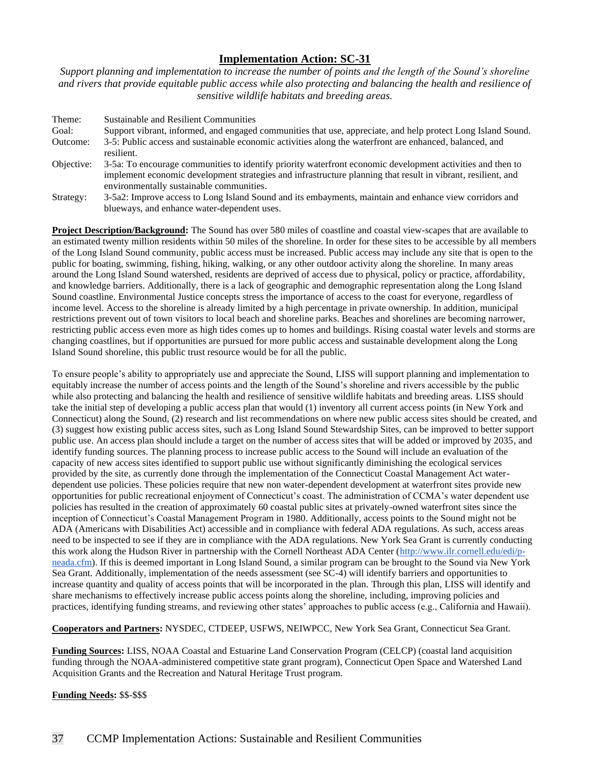## Implementation Action: SC-31

*Support planning and implementation to increase the number of points and the length of the Sound's shoreline and rivers that provide equitable public access while also protecting and balancing the health and resilience of sensitive wildlife habitats and breeding areas.*

| | |
|---|---|
| Theme: | Sustainable and Resilient Communities |
| Goal: | Support vibrant, informed, and engaged communities that use, appreciate, and help protect Long Island Sound. |
| Outcome: | 3-5: Public access and sustainable economic activities along the waterfront are enhanced, balanced, and resilient. |
| Objective: | 3-5a: To encourage communities to identify priority waterfront economic development activities and then to implement economic development strategies and infrastructure planning that result in vibrant, resilient, and environmentally sustainable communities. |
| Strategy: | 3-5a2: Improve access to Long Island Sound and its embayments, maintain and enhance view corridors and blueways, and enhance water-dependent uses. |

**Project Description/Background:** The Sound has over 580 miles of coastline and coastal view-scapes that are available to an estimated twenty million residents within 50 miles of the shoreline. In order for these sites to be accessible by all members of the Long Island Sound community, public access must be increased. Public access may include any site that is open to the public for boating, swimming, fishing, hiking, walking, or any other outdoor activity along the shoreline. In many areas around the Long Island Sound watershed, residents are deprived of access due to physical, policy or practice, affordability, and knowledge barriers. Additionally, there is a lack of geographic and demographic representation along the Long Island Sound coastline. Environmental Justice concepts stress the importance of access to the coast for everyone, regardless of income level. Access to the shoreline is already limited by a high percentage in private ownership. In addition, municipal restrictions prevent out of town visitors to local beach and shoreline parks. Beaches and shorelines are becoming narrower, restricting public access even more as high tides comes up to homes and buildings. Rising coastal water levels and storms are changing coastlines, but if opportunities are pursued for more public access and sustainable development along the Long Island Sound shoreline, this public trust resource would be for all the public.

To ensure people's ability to appropriately use and appreciate the Sound, LISS will support planning and implementation to equitably increase the number of access points and the length of the Sound's shoreline and rivers accessible by the public while also protecting and balancing the health and resilience of sensitive wildlife habitats and breeding areas. LISS should take the initial step of developing a public access plan that would (1) inventory all current access points (in New York and Connecticut) along the Sound, (2) research and list recommendations on where new public access sites should be created, and (3) suggest how existing public access sites, such as Long Island Sound Stewardship Sites, can be improved to better support public use. An access plan should include a target on the number of access sites that will be added or improved by 2035, and identify funding sources. The planning process to increase public access to the Sound will include an evaluation of the capacity of new access sites identified to support public use without significantly diminishing the ecological services provided by the site, as currently done through the implementation of the Connecticut Coastal Management Act water-dependent use policies. These policies require that new non water-dependent development at waterfront sites provide new opportunities for public recreational enjoyment of Connecticut's coast. The administration of CCMA's water dependent use policies has resulted in the creation of approximately 60 coastal public sites at privately-owned waterfront sites since the inception of Connecticut's Coastal Management Program in 1980. Additionally, access points to the Sound might not be ADA (Americans with Disabilities Act) accessible and in compliance with federal ADA regulations. As such, access areas need to be inspected to see if they are in compliance with the ADA regulations. New York Sea Grant is currently conducting this work along the Hudson River in partnership with the Cornell Northeast ADA Center (http://www.ilr.cornell.edu/edi/p-neada.cfm). If this is deemed important in Long Island Sound, a similar program can be brought to the Sound via New York Sea Grant. Additionally, implementation of the needs assessment (see SC-4) will identify barriers and opportunities to increase quantity and quality of access points that will be incorporated in the plan. Through this plan, LISS will identify and share mechanisms to effectively increase public access points along the shoreline, including, improving policies and practices, identifying funding streams, and reviewing other states' approaches to public access (e.g., California and Hawaii).

**Cooperators and Partners:** NYSDEC, CTDEEP, USFWS, NEIWPCC, New York Sea Grant, Connecticut Sea Grant.

**Funding Sources:** LISS, NOAA Coastal and Estuarine Land Conservation Program (CELCP) (coastal land acquisition funding through the NOAA-administered competitive state grant program), Connecticut Open Space and Watershed Land Acquisition Grants and the Recreation and Natural Heritage Trust program.

**Funding Needs:** $$-$$$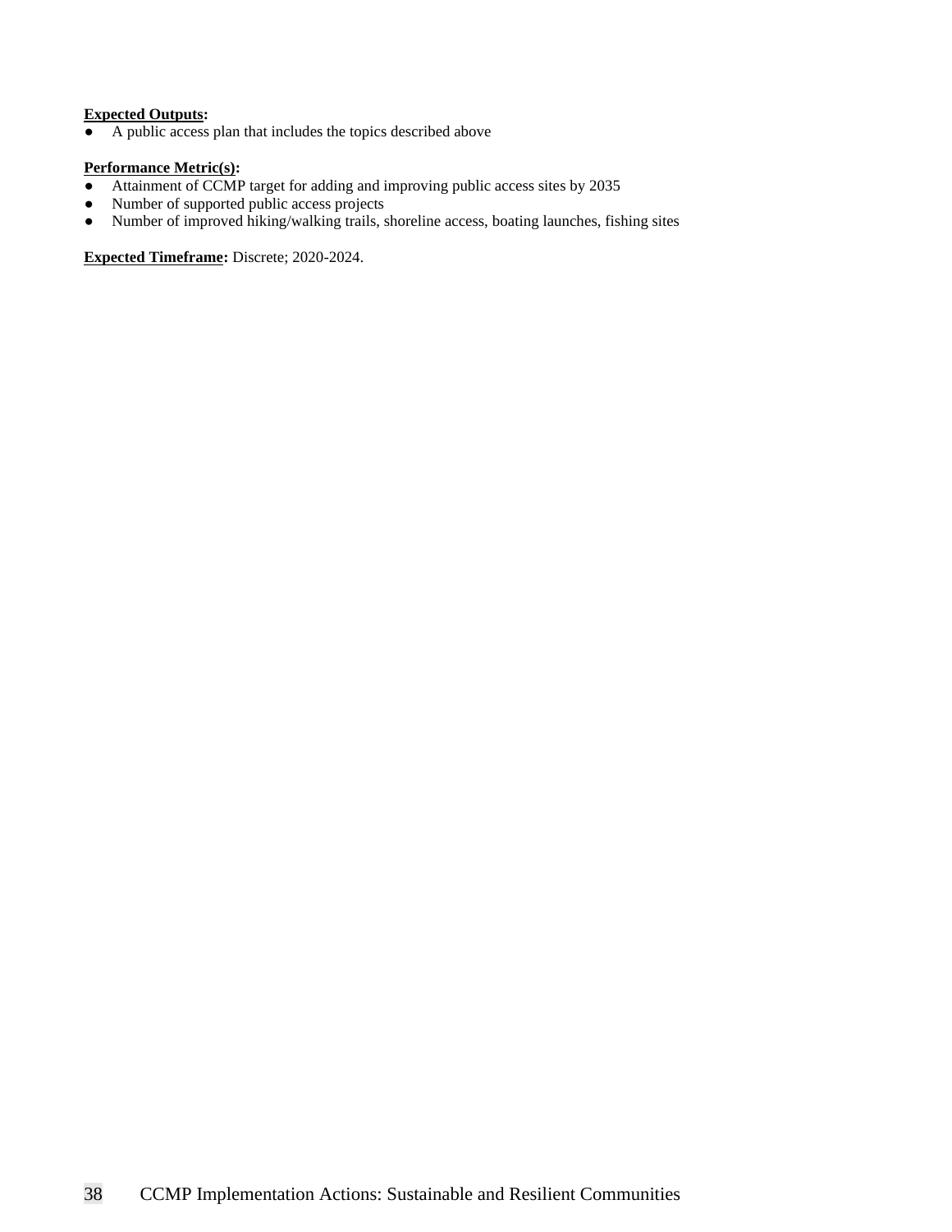**Expected Outputs:**

- A public access plan that includes the topics described above

**Performance Metric(s):**

- Attainment of CCMP target for adding and improving public access sites by 2035
- Number of supported public access projects
- Number of improved hiking/walking trails, shoreline access, boating launches, fishing sites

**Expected Timeframe:** Discrete; 2020-2024.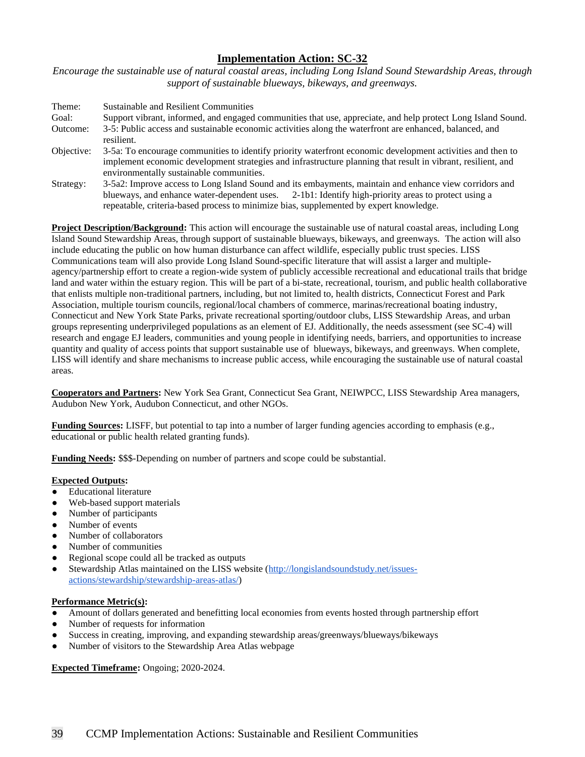## Implementation Action: SC-32

*Encourage the sustainable use of natural coastal areas, including Long Island Sound Stewardship Areas, through support of sustainable blueways, bikeways, and greenways.*

| | |
|---|---|
| Theme: | Sustainable and Resilient Communities |
| Goal: | Support vibrant, informed, and engaged communities that use, appreciate, and help protect Long Island Sound. |
| Outcome: | 3-5: Public access and sustainable economic activities along the waterfront are enhanced, balanced, and resilient. |
| Objective: | 3-5a: To encourage communities to identify priority waterfront economic development activities and then to implement economic development strategies and infrastructure planning that result in vibrant, resilient, and environmentally sustainable communities. |
| Strategy: | 3-5a2: Improve access to Long Island Sound and its embayments, maintain and enhance view corridors and blueways, and enhance water-dependent uses. 2-1b1: Identify high-priority areas to protect using a repeatable, criteria-based process to minimize bias, supplemented by expert knowledge. |

**Project Description/Background:** This action will encourage the sustainable use of natural coastal areas, including Long Island Sound Stewardship Areas, through support of sustainable blueways, bikeways, and greenways. The action will also include educating the public on how human disturbance can affect wildlife, especially public trust species. LISS Communications team will also provide Long Island Sound-specific literature that will assist a larger and multiple-agency/partnership effort to create a region-wide system of publicly accessible recreational and educational trails that bridge land and water within the estuary region. This will be part of a bi-state, recreational, tourism, and public health collaborative that enlists multiple non-traditional partners, including, but not limited to, health districts, Connecticut Forest and Park Association, multiple tourism councils, regional/local chambers of commerce, marinas/recreational boating industry, Connecticut and New York State Parks, private recreational sporting/outdoor clubs, LISS Stewardship Areas, and urban groups representing underprivileged populations as an element of EJ. Additionally, the needs assessment (see SC-4) will research and engage EJ leaders, communities and young people in identifying needs, barriers, and opportunities to increase quantity and quality of access points that support sustainable use of blueways, bikeways, and greenways. When complete, LISS will identify and share mechanisms to increase public access, while encouraging the sustainable use of natural coastal areas.

**Cooperators and Partners:** New York Sea Grant, Connecticut Sea Grant, NEIWPCC, LISS Stewardship Area managers, Audubon New York, Audubon Connecticut, and other NGOs.

**Funding Sources:** LISFF, but potential to tap into a number of larger funding agencies according to emphasis (e.g., educational or public health related granting funds).

**Funding Needs:** $$$-Depending on number of partners and scope could be substantial.

**Expected Outputs:**

- Educational literature
- Web-based support materials
- Number of participants
- Number of events
- Number of collaborators
- Number of communities
- Regional scope could all be tracked as outputs
- Stewardship Atlas maintained on the LISS website (http://longislandsoundstudy.net/issues-actions/stewardship/stewardship-areas-atlas/)

**Performance Metric(s):**

- Amount of dollars generated and benefitting local economies from events hosted through partnership effort
- Number of requests for information
- Success in creating, improving, and expanding stewardship areas/greenways/blueways/bikeways
- Number of visitors to the Stewardship Area Atlas webpage

**Expected Timeframe:** Ongoing; 2020-2024.